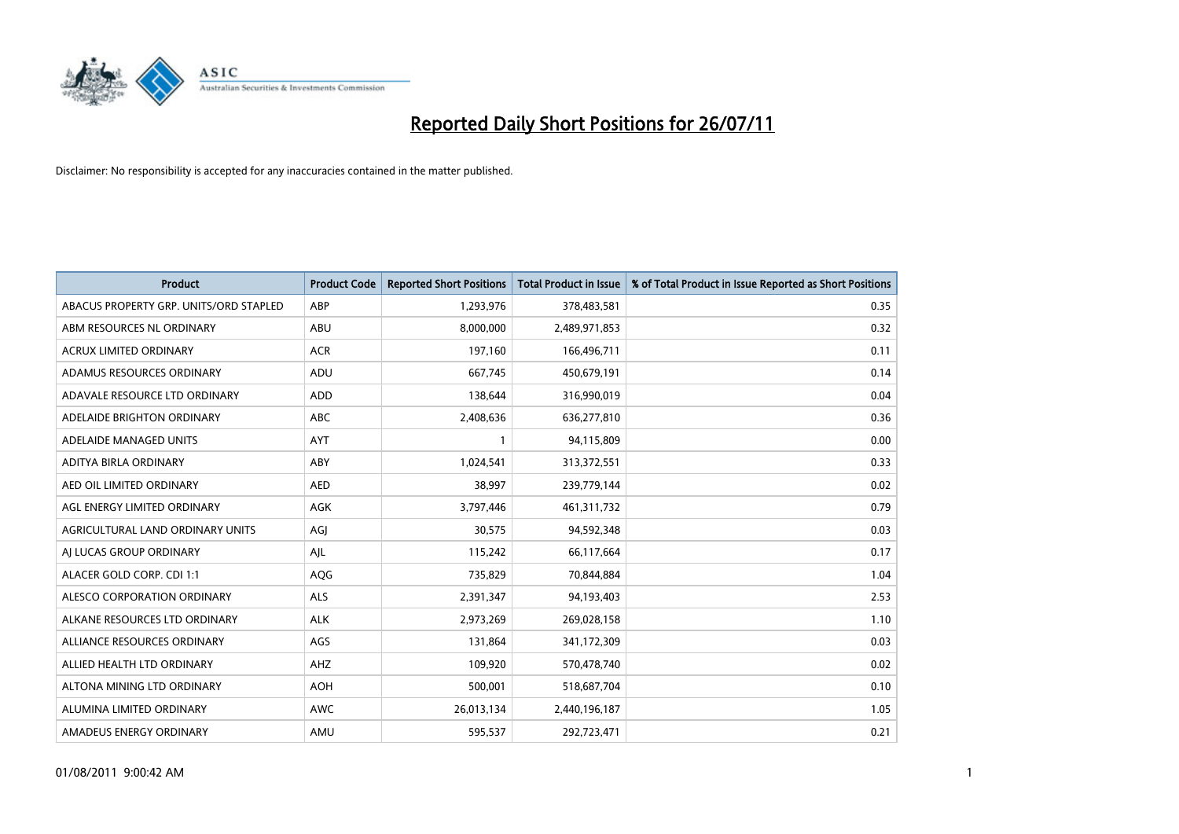# Reported Daily Short Positions for 26/07/11

Disclaimer: No responsibility is accepted for any inaccuracies contained in the matter published.

| Product | Product Code | Reported Short Positions | Total Product in Issue | % of Total Product in Issue Reported as Short Positions |
|---|---|---|---|---|
| ABACUS PROPERTY GRP. UNITS/ORD STAPLED | ABP | 1,293,976 | 378,483,581 | 0.35 |
| ABM RESOURCES NL ORDINARY | ABU | 8,000,000 | 2,489,971,853 | 0.32 |
| ACRUX LIMITED ORDINARY | ACR | 197,160 | 166,496,711 | 0.11 |
| ADAMUS RESOURCES ORDINARY | ADU | 667,745 | 450,679,191 | 0.14 |
| ADAVALE RESOURCE LTD ORDINARY | ADD | 138,644 | 316,990,019 | 0.04 |
| ADELAIDE BRIGHTON ORDINARY | ABC | 2,408,636 | 636,277,810 | 0.36 |
| ADELAIDE MANAGED UNITS | AYT | 1 | 94,115,809 | 0.00 |
| ADITYA BIRLA ORDINARY | ABY | 1,024,541 | 313,372,551 | 0.33 |
| AED OIL LIMITED ORDINARY | AED | 38,997 | 239,779,144 | 0.02 |
| AGL ENERGY LIMITED ORDINARY | AGK | 3,797,446 | 461,311,732 | 0.79 |
| AGRICULTURAL LAND ORDINARY UNITS | AGJ | 30,575 | 94,592,348 | 0.03 |
| AJ LUCAS GROUP ORDINARY | AJL | 115,242 | 66,117,664 | 0.17 |
| ALACER GOLD CORP. CDI 1:1 | AQG | 735,829 | 70,844,884 | 1.04 |
| ALESCO CORPORATION ORDINARY | ALS | 2,391,347 | 94,193,403 | 2.53 |
| ALKANE RESOURCES LTD ORDINARY | ALK | 2,973,269 | 269,028,158 | 1.10 |
| ALLIANCE RESOURCES ORDINARY | AGS | 131,864 | 341,172,309 | 0.03 |
| ALLIED HEALTH LTD ORDINARY | AHZ | 109,920 | 570,478,740 | 0.02 |
| ALTONA MINING LTD ORDINARY | AOH | 500,001 | 518,687,704 | 0.10 |
| ALUMINA LIMITED ORDINARY | AWC | 26,013,134 | 2,440,196,187 | 1.05 |
| AMADEUS ENERGY ORDINARY | AMU | 595,537 | 292,723,471 | 0.21 |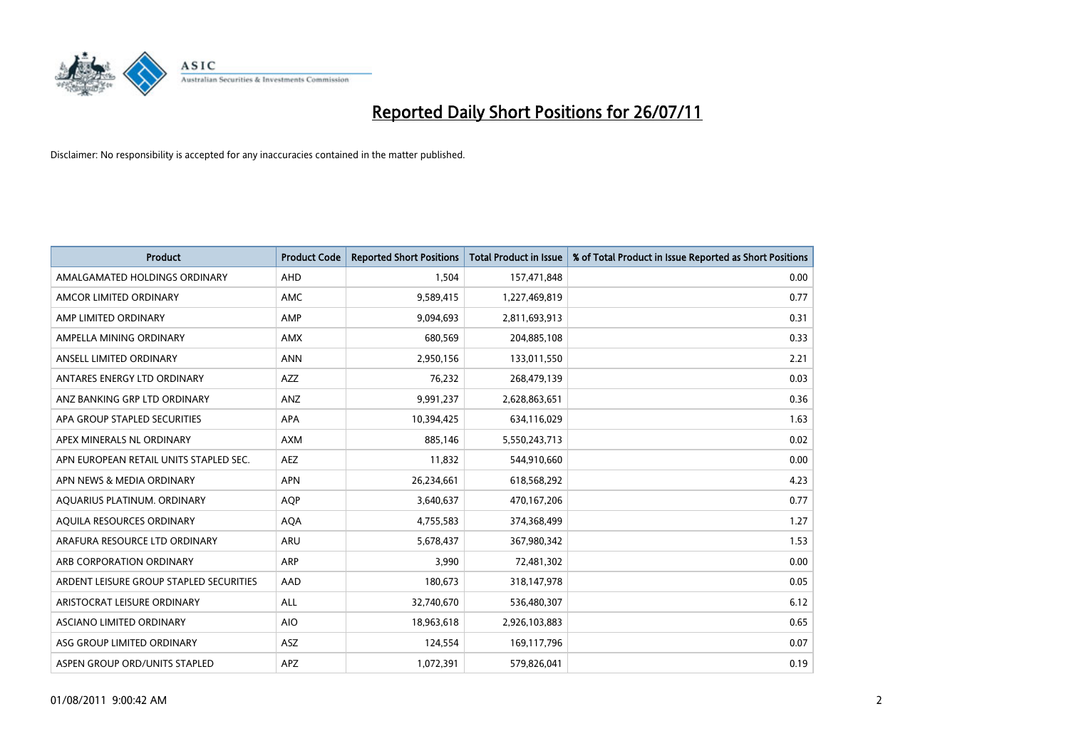# Reported Daily Short Positions for 26/07/11

Disclaimer: No responsibility is accepted for any inaccuracies contained in the matter published.

| Product | Product Code | Reported Short Positions | Total Product in Issue | % of Total Product in Issue Reported as Short Positions |
|---|---|---|---|---|
| AMALGAMATED HOLDINGS ORDINARY | AHD | 1,504 | 157,471,848 | 0.00 |
| AMCOR LIMITED ORDINARY | AMC | 9,589,415 | 1,227,469,819 | 0.77 |
| AMP LIMITED ORDINARY | AMP | 9,094,693 | 2,811,693,913 | 0.31 |
| AMPELLA MINING ORDINARY | AMX | 680,569 | 204,885,108 | 0.33 |
| ANSELL LIMITED ORDINARY | ANN | 2,950,156 | 133,011,550 | 2.21 |
| ANTARES ENERGY LTD ORDINARY | AZZ | 76,232 | 268,479,139 | 0.03 |
| ANZ BANKING GRP LTD ORDINARY | ANZ | 9,991,237 | 2,628,863,651 | 0.36 |
| APA GROUP STAPLED SECURITIES | APA | 10,394,425 | 634,116,029 | 1.63 |
| APEX MINERALS NL ORDINARY | AXM | 885,146 | 5,550,243,713 | 0.02 |
| APN EUROPEAN RETAIL UNITS STAPLED SEC. | AEZ | 11,832 | 544,910,660 | 0.00 |
| APN NEWS & MEDIA ORDINARY | APN | 26,234,661 | 618,568,292 | 4.23 |
| AQUARIUS PLATINUM. ORDINARY | AQP | 3,640,637 | 470,167,206 | 0.77 |
| AQUILA RESOURCES ORDINARY | AQA | 4,755,583 | 374,368,499 | 1.27 |
| ARAFURA RESOURCE LTD ORDINARY | ARU | 5,678,437 | 367,980,342 | 1.53 |
| ARB CORPORATION ORDINARY | ARP | 3,990 | 72,481,302 | 0.00 |
| ARDENT LEISURE GROUP STAPLED SECURITIES | AAD | 180,673 | 318,147,978 | 0.05 |
| ARISTOCRAT LEISURE ORDINARY | ALL | 32,740,670 | 536,480,307 | 6.12 |
| ASCIANO LIMITED ORDINARY | AIO | 18,963,618 | 2,926,103,883 | 0.65 |
| ASG GROUP LIMITED ORDINARY | ASZ | 124,554 | 169,117,796 | 0.07 |
| ASPEN GROUP ORD/UNITS STAPLED | APZ | 1,072,391 | 579,826,041 | 0.19 |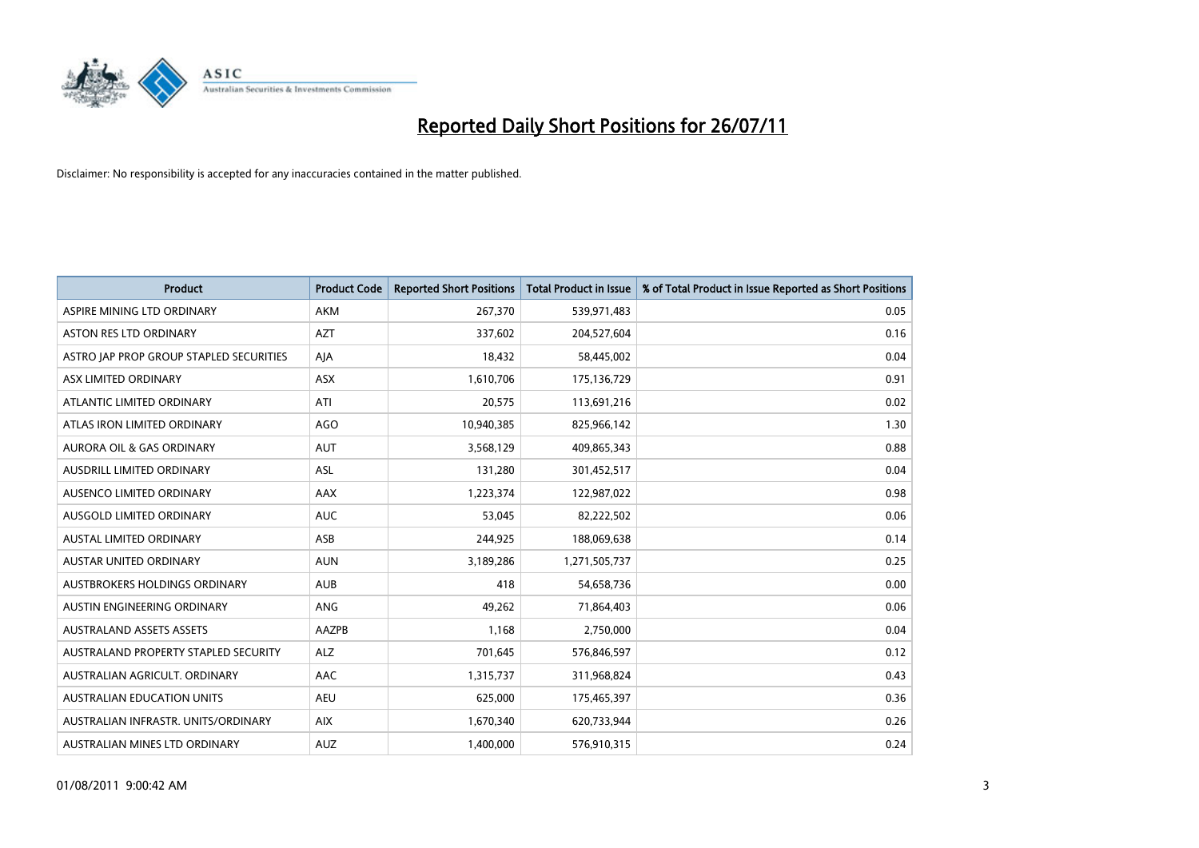# Reported Daily Short Positions for 26/07/11

Disclaimer: No responsibility is accepted for any inaccuracies contained in the matter published.

| Product | Product Code | Reported Short Positions | Total Product in Issue | % of Total Product in Issue Reported as Short Positions |
|---|---|---|---|---|
| ASPIRE MINING LTD ORDINARY | AKM | 267,370 | 539,971,483 | 0.05 |
| ASTON RES LTD ORDINARY | AZT | 337,602 | 204,527,604 | 0.16 |
| ASTRO JAP PROP GROUP STAPLED SECURITIES | AJA | 18,432 | 58,445,002 | 0.04 |
| ASX LIMITED ORDINARY | ASX | 1,610,706 | 175,136,729 | 0.91 |
| ATLANTIC LIMITED ORDINARY | ATI | 20,575 | 113,691,216 | 0.02 |
| ATLAS IRON LIMITED ORDINARY | AGO | 10,940,385 | 825,966,142 | 1.30 |
| AURORA OIL & GAS ORDINARY | AUT | 3,568,129 | 409,865,343 | 0.88 |
| AUSDRILL LIMITED ORDINARY | ASL | 131,280 | 301,452,517 | 0.04 |
| AUSENCO LIMITED ORDINARY | AAX | 1,223,374 | 122,987,022 | 0.98 |
| AUSGOLD LIMITED ORDINARY | AUC | 53,045 | 82,222,502 | 0.06 |
| AUSTAL LIMITED ORDINARY | ASB | 244,925 | 188,069,638 | 0.14 |
| AUSTAR UNITED ORDINARY | AUN | 3,189,286 | 1,271,505,737 | 0.25 |
| AUSTBROKERS HOLDINGS ORDINARY | AUB | 418 | 54,658,736 | 0.00 |
| AUSTIN ENGINEERING ORDINARY | ANG | 49,262 | 71,864,403 | 0.06 |
| AUSTRALAND ASSETS ASSETS | AAZPB | 1,168 | 2,750,000 | 0.04 |
| AUSTRALAND PROPERTY STAPLED SECURITY | ALZ | 701,645 | 576,846,597 | 0.12 |
| AUSTRALIAN AGRICULT. ORDINARY | AAC | 1,315,737 | 311,968,824 | 0.43 |
| AUSTRALIAN EDUCATION UNITS | AEU | 625,000 | 175,465,397 | 0.36 |
| AUSTRALIAN INFRASTR. UNITS/ORDINARY | AIX | 1,670,340 | 620,733,944 | 0.26 |
| AUSTRALIAN MINES LTD ORDINARY | AUZ | 1,400,000 | 576,910,315 | 0.24 |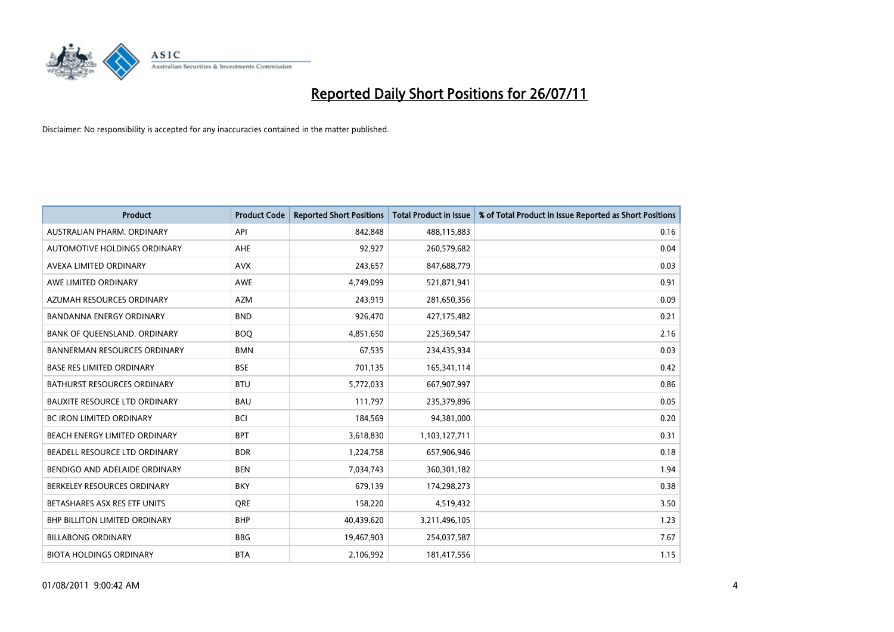# Reported Daily Short Positions for 26/07/11

Disclaimer: No responsibility is accepted for any inaccuracies contained in the matter published.

| Product | Product Code | Reported Short Positions | Total Product in Issue | % of Total Product in Issue Reported as Short Positions |
|---|---|---|---|---|
| AUSTRALIAN PHARM. ORDINARY | API | 842,848 | 488,115,883 | 0.16 |
| AUTOMOTIVE HOLDINGS ORDINARY | AHE | 92,927 | 260,579,682 | 0.04 |
| AVEXA LIMITED ORDINARY | AVX | 243,657 | 847,688,779 | 0.03 |
| AWE LIMITED ORDINARY | AWE | 4,749,099 | 521,871,941 | 0.91 |
| AZUMAH RESOURCES ORDINARY | AZM | 243,919 | 281,650,356 | 0.09 |
| BANDANNA ENERGY ORDINARY | BND | 926,470 | 427,175,482 | 0.21 |
| BANK OF QUEENSLAND. ORDINARY | BOQ | 4,851,650 | 225,369,547 | 2.16 |
| BANNERMAN RESOURCES ORDINARY | BMN | 67,535 | 234,435,934 | 0.03 |
| BASE RES LIMITED ORDINARY | BSE | 701,135 | 165,341,114 | 0.42 |
| BATHURST RESOURCES ORDINARY | BTU | 5,772,033 | 667,907,997 | 0.86 |
| BAUXITE RESOURCE LTD ORDINARY | BAU | 111,797 | 235,379,896 | 0.05 |
| BC IRON LIMITED ORDINARY | BCI | 184,569 | 94,381,000 | 0.20 |
| BEACH ENERGY LIMITED ORDINARY | BPT | 3,618,830 | 1,103,127,711 | 0.31 |
| BEADELL RESOURCE LTD ORDINARY | BDR | 1,224,758 | 657,906,946 | 0.18 |
| BENDIGO AND ADELAIDE ORDINARY | BEN | 7,034,743 | 360,301,182 | 1.94 |
| BERKELEY RESOURCES ORDINARY | BKY | 679,139 | 174,298,273 | 0.38 |
| BETASHARES ASX RES ETF UNITS | QRE | 158,220 | 4,519,432 | 3.50 |
| BHP BILLITON LIMITED ORDINARY | BHP | 40,439,620 | 3,211,496,105 | 1.23 |
| BILLABONG ORDINARY | BBG | 19,467,903 | 254,037,587 | 7.67 |
| BIOTA HOLDINGS ORDINARY | BTA | 2,106,992 | 181,417,556 | 1.15 |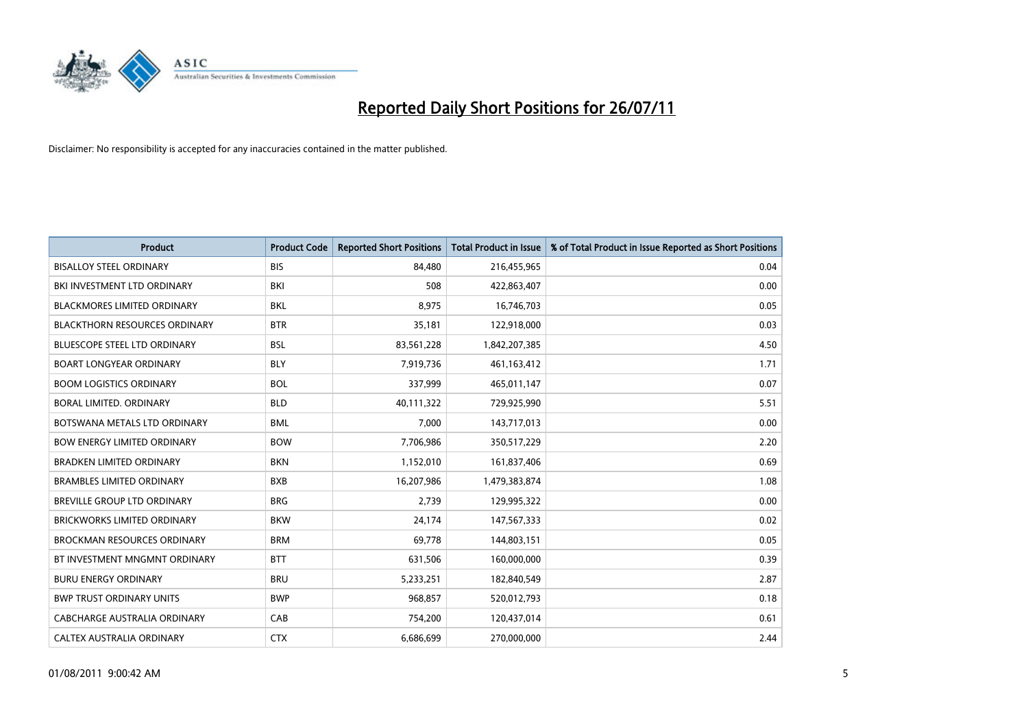# Reported Daily Short Positions for 26/07/11

Disclaimer: No responsibility is accepted for any inaccuracies contained in the matter published.

| Product | Product Code | Reported Short Positions | Total Product in Issue | % of Total Product in Issue Reported as Short Positions |
|---|---|---|---|---|
| BISALLOY STEEL ORDINARY | BIS | 84,480 | 216,455,965 | 0.04 |
| BKI INVESTMENT LTD ORDINARY | BKI | 508 | 422,863,407 | 0.00 |
| BLACKMORES LIMITED ORDINARY | BKL | 8,975 | 16,746,703 | 0.05 |
| BLACKTHORN RESOURCES ORDINARY | BTR | 35,181 | 122,918,000 | 0.03 |
| BLUESCOPE STEEL LTD ORDINARY | BSL | 83,561,228 | 1,842,207,385 | 4.50 |
| BOART LONGYEAR ORDINARY | BLY | 7,919,736 | 461,163,412 | 1.71 |
| BOOM LOGISTICS ORDINARY | BOL | 337,999 | 465,011,147 | 0.07 |
| BORAL LIMITED. ORDINARY | BLD | 40,111,322 | 729,925,990 | 5.51 |
| BOTSWANA METALS LTD ORDINARY | BML | 7,000 | 143,717,013 | 0.00 |
| BOW ENERGY LIMITED ORDINARY | BOW | 7,706,986 | 350,517,229 | 2.20 |
| BRADKEN LIMITED ORDINARY | BKN | 1,152,010 | 161,837,406 | 0.69 |
| BRAMBLES LIMITED ORDINARY | BXB | 16,207,986 | 1,479,383,874 | 1.08 |
| BREVILLE GROUP LTD ORDINARY | BRG | 2,739 | 129,995,322 | 0.00 |
| BRICKWORKS LIMITED ORDINARY | BKW | 24,174 | 147,567,333 | 0.02 |
| BROCKMAN RESOURCES ORDINARY | BRM | 69,778 | 144,803,151 | 0.05 |
| BT INVESTMENT MNGMNT ORDINARY | BTT | 631,506 | 160,000,000 | 0.39 |
| BURU ENERGY ORDINARY | BRU | 5,233,251 | 182,840,549 | 2.87 |
| BWP TRUST ORDINARY UNITS | BWP | 968,857 | 520,012,793 | 0.18 |
| CABCHARGE AUSTRALIA ORDINARY | CAB | 754,200 | 120,437,014 | 0.61 |
| CALTEX AUSTRALIA ORDINARY | CTX | 6,686,699 | 270,000,000 | 2.44 |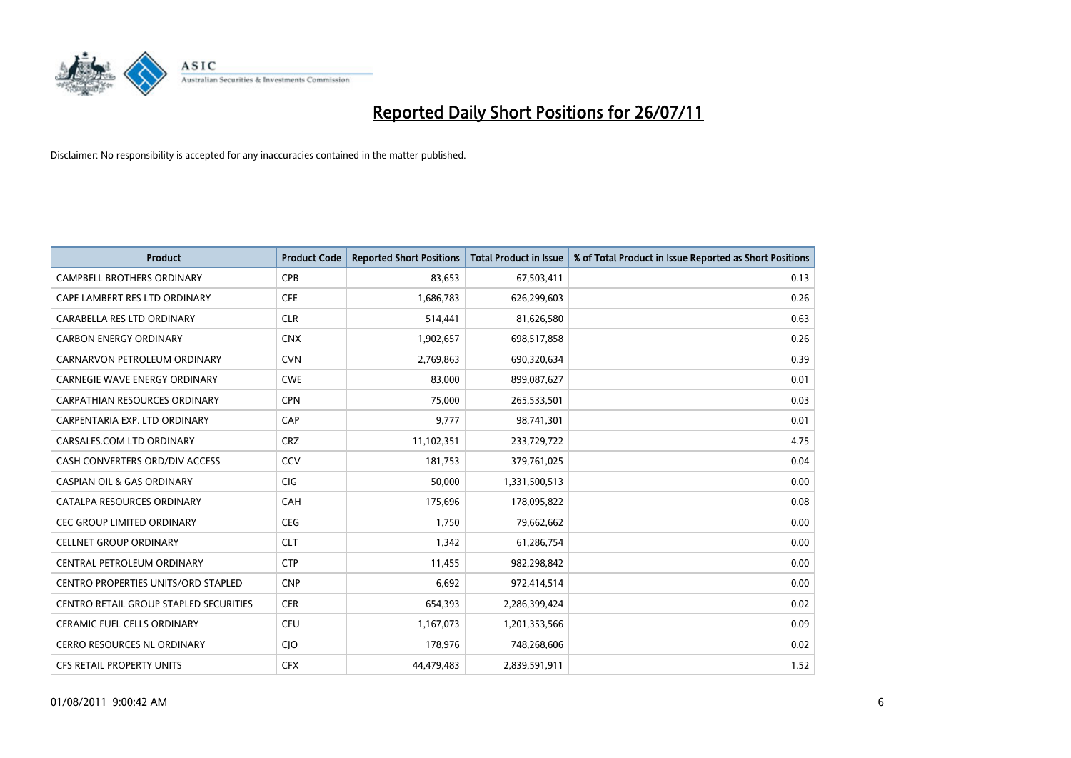# Reported Daily Short Positions for 26/07/11

Disclaimer: No responsibility is accepted for any inaccuracies contained in the matter published.

| Product | Product Code | Reported Short Positions | Total Product in Issue | % of Total Product in Issue Reported as Short Positions |
|---|---|---|---|---|
| CAMPBELL BROTHERS ORDINARY | CPB | 83,653 | 67,503,411 | 0.13 |
| CAPE LAMBERT RES LTD ORDINARY | CFE | 1,686,783 | 626,299,603 | 0.26 |
| CARABELLA RES LTD ORDINARY | CLR | 514,441 | 81,626,580 | 0.63 |
| CARBON ENERGY ORDINARY | CNX | 1,902,657 | 698,517,858 | 0.26 |
| CARNARVON PETROLEUM ORDINARY | CVN | 2,769,863 | 690,320,634 | 0.39 |
| CARNEGIE WAVE ENERGY ORDINARY | CWE | 83,000 | 899,087,627 | 0.01 |
| CARPATHIAN RESOURCES ORDINARY | CPN | 75,000 | 265,533,501 | 0.03 |
| CARPENTARIA EXP. LTD ORDINARY | CAP | 9,777 | 98,741,301 | 0.01 |
| CARSALES.COM LTD ORDINARY | CRZ | 11,102,351 | 233,729,722 | 4.75 |
| CASH CONVERTERS ORD/DIV ACCESS | CCV | 181,753 | 379,761,025 | 0.04 |
| CASPIAN OIL & GAS ORDINARY | CIG | 50,000 | 1,331,500,513 | 0.00 |
| CATALPA RESOURCES ORDINARY | CAH | 175,696 | 178,095,822 | 0.08 |
| CEC GROUP LIMITED ORDINARY | CEG | 1,750 | 79,662,662 | 0.00 |
| CELLNET GROUP ORDINARY | CLT | 1,342 | 61,286,754 | 0.00 |
| CENTRAL PETROLEUM ORDINARY | CTP | 11,455 | 982,298,842 | 0.00 |
| CENTRO PROPERTIES UNITS/ORD STAPLED | CNP | 6,692 | 972,414,514 | 0.00 |
| CENTRO RETAIL GROUP STAPLED SECURITIES | CER | 654,393 | 2,286,399,424 | 0.02 |
| CERAMIC FUEL CELLS ORDINARY | CFU | 1,167,073 | 1,201,353,566 | 0.09 |
| CERRO RESOURCES NL ORDINARY | CJO | 178,976 | 748,268,606 | 0.02 |
| CFS RETAIL PROPERTY UNITS | CFX | 44,479,483 | 2,839,591,911 | 1.52 |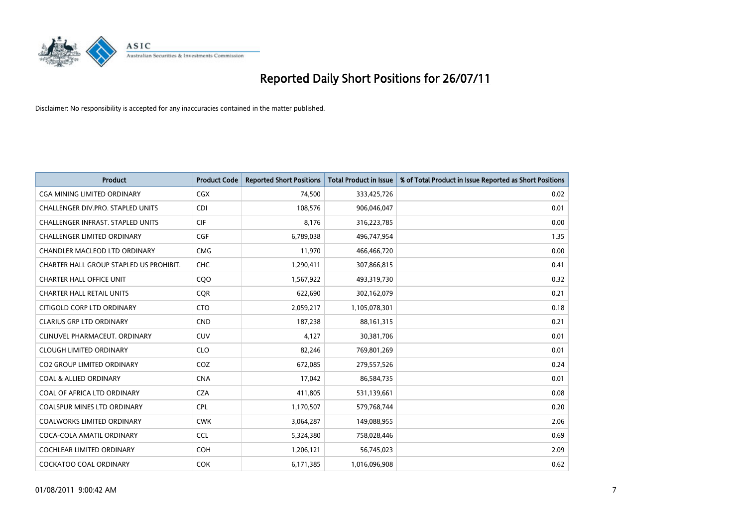# Reported Daily Short Positions for 26/07/11

Disclaimer: No responsibility is accepted for any inaccuracies contained in the matter published.

| Product | Product Code | Reported Short Positions | Total Product in Issue | % of Total Product in Issue Reported as Short Positions |
|---|---|---|---|---|
| CGA MINING LIMITED ORDINARY | CGX | 74,500 | 333,425,726 | 0.02 |
| CHALLENGER DIV.PRO. STAPLED UNITS | CDI | 108,576 | 906,046,047 | 0.01 |
| CHALLENGER INFRAST. STAPLED UNITS | CIF | 8,176 | 316,223,785 | 0.00 |
| CHALLENGER LIMITED ORDINARY | CGF | 6,789,038 | 496,747,954 | 1.35 |
| CHANDLER MACLEOD LTD ORDINARY | CMG | 11,970 | 466,466,720 | 0.00 |
| CHARTER HALL GROUP STAPLED US PROHIBIT. | CHC | 1,290,411 | 307,866,815 | 0.41 |
| CHARTER HALL OFFICE UNIT | CQO | 1,567,922 | 493,319,730 | 0.32 |
| CHARTER HALL RETAIL UNITS | CQR | 622,690 | 302,162,079 | 0.21 |
| CITIGOLD CORP LTD ORDINARY | CTO | 2,059,217 | 1,105,078,301 | 0.18 |
| CLARIUS GRP LTD ORDINARY | CND | 187,238 | 88,161,315 | 0.21 |
| CLINUVEL PHARMACEUT. ORDINARY | CUV | 4,127 | 30,381,706 | 0.01 |
| CLOUGH LIMITED ORDINARY | CLO | 82,246 | 769,801,269 | 0.01 |
| CO2 GROUP LIMITED ORDINARY | COZ | 672,085 | 279,557,526 | 0.24 |
| COAL & ALLIED ORDINARY | CNA | 17,042 | 86,584,735 | 0.01 |
| COAL OF AFRICA LTD ORDINARY | CZA | 411,805 | 531,139,661 | 0.08 |
| COALSPUR MINES LTD ORDINARY | CPL | 1,170,507 | 579,768,744 | 0.20 |
| COALWORKS LIMITED ORDINARY | CWK | 3,064,287 | 149,088,955 | 2.06 |
| COCA-COLA AMATIL ORDINARY | CCL | 5,324,380 | 758,028,446 | 0.69 |
| COCHLEAR LIMITED ORDINARY | COH | 1,206,121 | 56,745,023 | 2.09 |
| COCKATOO COAL ORDINARY | COK | 6,171,385 | 1,016,096,908 | 0.62 |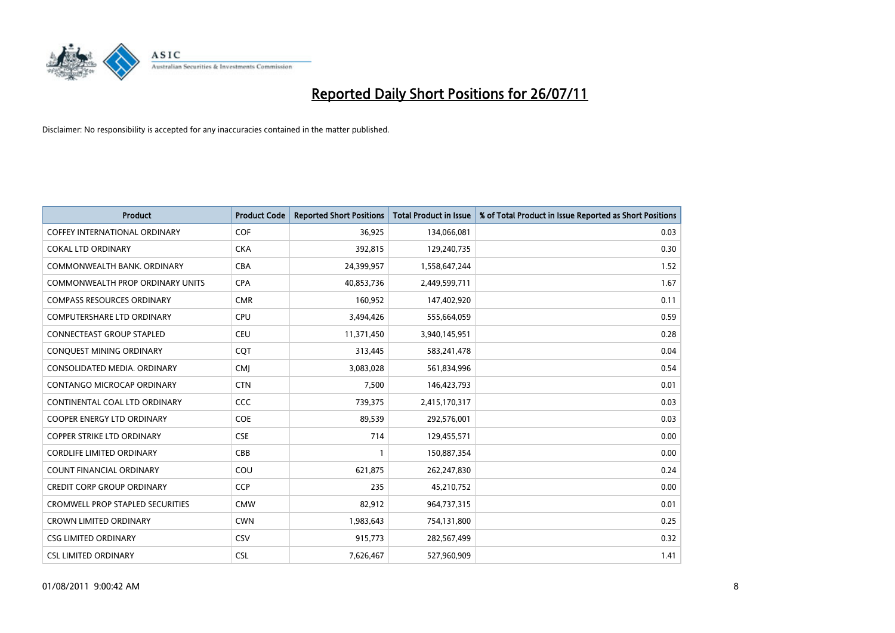# Reported Daily Short Positions for 26/07/11

Disclaimer: No responsibility is accepted for any inaccuracies contained in the matter published.

| Product | Product Code | Reported Short Positions | Total Product in Issue | % of Total Product in Issue Reported as Short Positions |
|---|---|---|---|---|
| COFFEY INTERNATIONAL ORDINARY | COF | 36,925 | 134,066,081 | 0.03 |
| COKAL LTD ORDINARY | CKA | 392,815 | 129,240,735 | 0.30 |
| COMMONWEALTH BANK. ORDINARY | CBA | 24,399,957 | 1,558,647,244 | 1.52 |
| COMMONWEALTH PROP ORDINARY UNITS | CPA | 40,853,736 | 2,449,599,711 | 1.67 |
| COMPASS RESOURCES ORDINARY | CMR | 160,952 | 147,402,920 | 0.11 |
| COMPUTERSHARE LTD ORDINARY | CPU | 3,494,426 | 555,664,059 | 0.59 |
| CONNECTEAST GROUP STAPLED | CEU | 11,371,450 | 3,940,145,951 | 0.28 |
| CONQUEST MINING ORDINARY | CQT | 313,445 | 583,241,478 | 0.04 |
| CONSOLIDATED MEDIA. ORDINARY | CMJ | 3,083,028 | 561,834,996 | 0.54 |
| CONTANGO MICROCAP ORDINARY | CTN | 7,500 | 146,423,793 | 0.01 |
| CONTINENTAL COAL LTD ORDINARY | CCC | 739,375 | 2,415,170,317 | 0.03 |
| COOPER ENERGY LTD ORDINARY | COE | 89,539 | 292,576,001 | 0.03 |
| COPPER STRIKE LTD ORDINARY | CSE | 714 | 129,455,571 | 0.00 |
| CORDLIFE LIMITED ORDINARY | CBB | 1 | 150,887,354 | 0.00 |
| COUNT FINANCIAL ORDINARY | COU | 621,875 | 262,247,830 | 0.24 |
| CREDIT CORP GROUP ORDINARY | CCP | 235 | 45,210,752 | 0.00 |
| CROMWELL PROP STAPLED SECURITIES | CMW | 82,912 | 964,737,315 | 0.01 |
| CROWN LIMITED ORDINARY | CWN | 1,983,643 | 754,131,800 | 0.25 |
| CSG LIMITED ORDINARY | CSV | 915,773 | 282,567,499 | 0.32 |
| CSL LIMITED ORDINARY | CSL | 7,626,467 | 527,960,909 | 1.41 |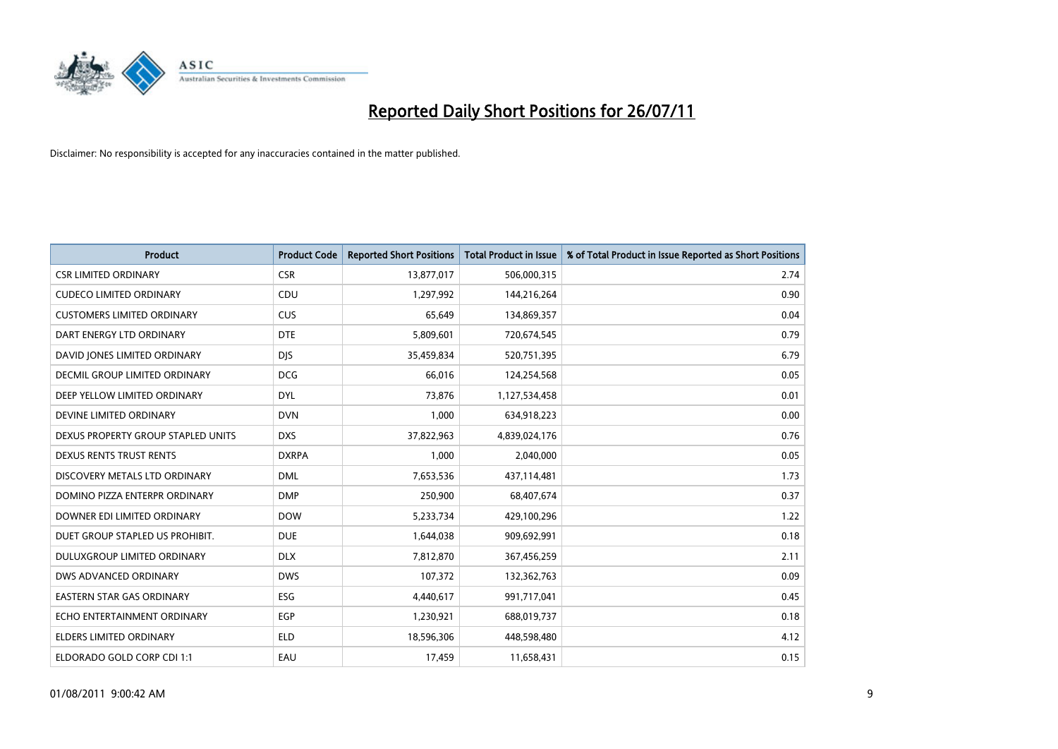# Reported Daily Short Positions for 26/07/11

Disclaimer: No responsibility is accepted for any inaccuracies contained in the matter published.

| Product | Product Code | Reported Short Positions | Total Product in Issue | % of Total Product in Issue Reported as Short Positions |
|---|---|---|---|---|
| CSR LIMITED ORDINARY | CSR | 13,877,017 | 506,000,315 | 2.74 |
| CUDECO LIMITED ORDINARY | CDU | 1,297,992 | 144,216,264 | 0.90 |
| CUSTOMERS LIMITED ORDINARY | CUS | 65,649 | 134,869,357 | 0.04 |
| DART ENERGY LTD ORDINARY | DTE | 5,809,601 | 720,674,545 | 0.79 |
| DAVID JONES LIMITED ORDINARY | DJS | 35,459,834 | 520,751,395 | 6.79 |
| DECMIL GROUP LIMITED ORDINARY | DCG | 66,016 | 124,254,568 | 0.05 |
| DEEP YELLOW LIMITED ORDINARY | DYL | 73,876 | 1,127,534,458 | 0.01 |
| DEVINE LIMITED ORDINARY | DVN | 1,000 | 634,918,223 | 0.00 |
| DEXUS PROPERTY GROUP STAPLED UNITS | DXS | 37,822,963 | 4,839,024,176 | 0.76 |
| DEXUS RENTS TRUST RENTS | DXRPA | 1,000 | 2,040,000 | 0.05 |
| DISCOVERY METALS LTD ORDINARY | DML | 7,653,536 | 437,114,481 | 1.73 |
| DOMINO PIZZA ENTERPR ORDINARY | DMP | 250,900 | 68,407,674 | 0.37 |
| DOWNER EDI LIMITED ORDINARY | DOW | 5,233,734 | 429,100,296 | 1.22 |
| DUET GROUP STAPLED US PROHIBIT. | DUE | 1,644,038 | 909,692,991 | 0.18 |
| DULUXGROUP LIMITED ORDINARY | DLX | 7,812,870 | 367,456,259 | 2.11 |
| DWS ADVANCED ORDINARY | DWS | 107,372 | 132,362,763 | 0.09 |
| EASTERN STAR GAS ORDINARY | ESG | 4,440,617 | 991,717,041 | 0.45 |
| ECHO ENTERTAINMENT ORDINARY | EGP | 1,230,921 | 688,019,737 | 0.18 |
| ELDERS LIMITED ORDINARY | ELD | 18,596,306 | 448,598,480 | 4.12 |
| ELDORADO GOLD CORP CDI 1:1 | EAU | 17,459 | 11,658,431 | 0.15 |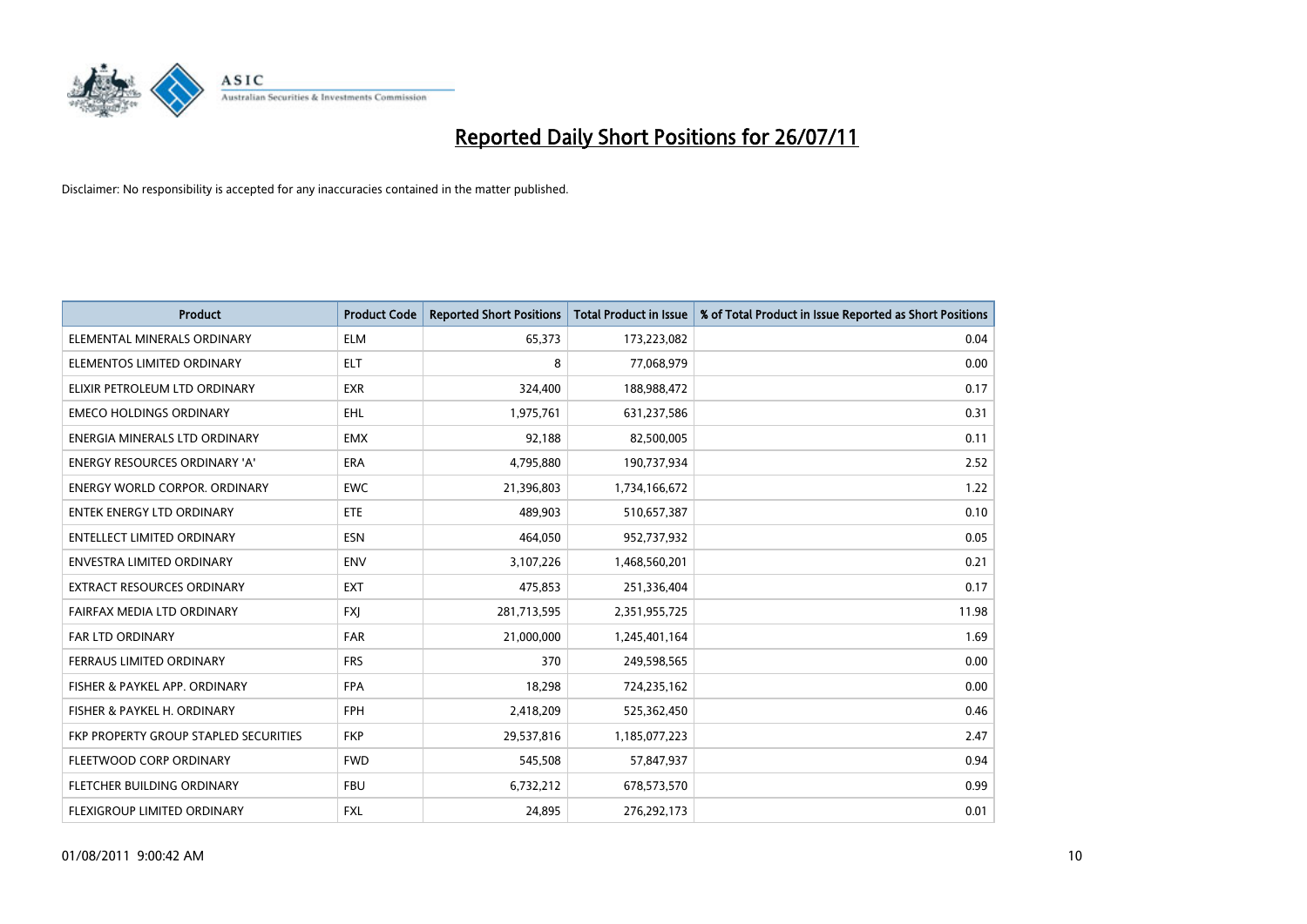# Reported Daily Short Positions for 26/07/11

Disclaimer: No responsibility is accepted for any inaccuracies contained in the matter published.

| Product | Product Code | Reported Short Positions | Total Product in Issue | % of Total Product in Issue Reported as Short Positions |
|---|---|---|---|---|
| ELEMENTAL MINERALS ORDINARY | ELM | 65,373 | 173,223,082 | 0.04 |
| ELEMENTOS LIMITED ORDINARY | ELT | 8 | 77,068,979 | 0.00 |
| ELIXIR PETROLEUM LTD ORDINARY | EXR | 324,400 | 188,988,472 | 0.17 |
| EMECO HOLDINGS ORDINARY | EHL | 1,975,761 | 631,237,586 | 0.31 |
| ENERGIA MINERALS LTD ORDINARY | EMX | 92,188 | 82,500,005 | 0.11 |
| ENERGY RESOURCES ORDINARY 'A' | ERA | 4,795,880 | 190,737,934 | 2.52 |
| ENERGY WORLD CORPOR. ORDINARY | EWC | 21,396,803 | 1,734,166,672 | 1.22 |
| ENTEK ENERGY LTD ORDINARY | ETE | 489,903 | 510,657,387 | 0.10 |
| ENTELLECT LIMITED ORDINARY | ESN | 464,050 | 952,737,932 | 0.05 |
| ENVESTRA LIMITED ORDINARY | ENV | 3,107,226 | 1,468,560,201 | 0.21 |
| EXTRACT RESOURCES ORDINARY | EXT | 475,853 | 251,336,404 | 0.17 |
| FAIRFAX MEDIA LTD ORDINARY | FXJ | 281,713,595 | 2,351,955,725 | 11.98 |
| FAR LTD ORDINARY | FAR | 21,000,000 | 1,245,401,164 | 1.69 |
| FERRAUS LIMITED ORDINARY | FRS | 370 | 249,598,565 | 0.00 |
| FISHER & PAYKEL APP. ORDINARY | FPA | 18,298 | 724,235,162 | 0.00 |
| FISHER & PAYKEL H. ORDINARY | FPH | 2,418,209 | 525,362,450 | 0.46 |
| FKP PROPERTY GROUP STAPLED SECURITIES | FKP | 29,537,816 | 1,185,077,223 | 2.47 |
| FLEETWOOD CORP ORDINARY | FWD | 545,508 | 57,847,937 | 0.94 |
| FLETCHER BUILDING ORDINARY | FBU | 6,732,212 | 678,573,570 | 0.99 |
| FLEXIGROUP LIMITED ORDINARY | FXL | 24,895 | 276,292,173 | 0.01 |

01/08/2011 9:00:42 AM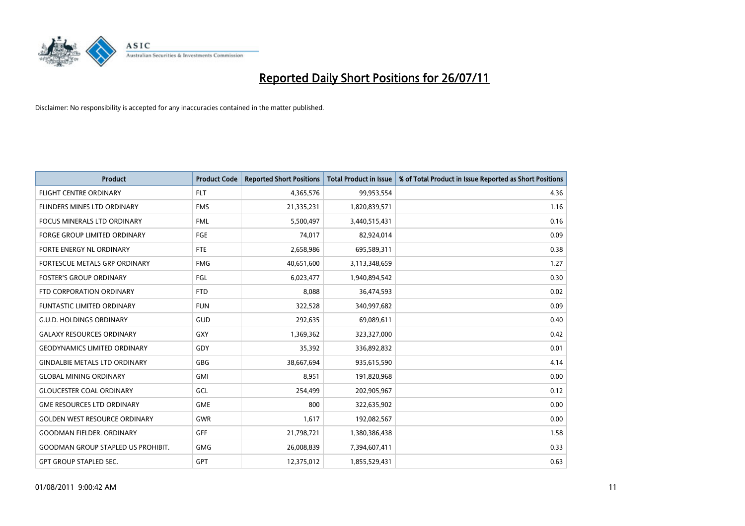# Reported Daily Short Positions for 26/07/11

Disclaimer: No responsibility is accepted for any inaccuracies contained in the matter published.

| Product | Product Code | Reported Short Positions | Total Product in Issue | % of Total Product in Issue Reported as Short Positions |
|---|---|---|---|---|
| FLIGHT CENTRE ORDINARY | FLT | 4,365,576 | 99,953,554 | 4.36 |
| FLINDERS MINES LTD ORDINARY | FMS | 21,335,231 | 1,820,839,571 | 1.16 |
| FOCUS MINERALS LTD ORDINARY | FML | 5,500,497 | 3,440,515,431 | 0.16 |
| FORGE GROUP LIMITED ORDINARY | FGE | 74,017 | 82,924,014 | 0.09 |
| FORTE ENERGY NL ORDINARY | FTE | 2,658,986 | 695,589,311 | 0.38 |
| FORTESCUE METALS GRP ORDINARY | FMG | 40,651,600 | 3,113,348,659 | 1.27 |
| FOSTER'S GROUP ORDINARY | FGL | 6,023,477 | 1,940,894,542 | 0.30 |
| FTD CORPORATION ORDINARY | FTD | 8,088 | 36,474,593 | 0.02 |
| FUNTASTIC LIMITED ORDINARY | FUN | 322,528 | 340,997,682 | 0.09 |
| G.U.D. HOLDINGS ORDINARY | GUD | 292,635 | 69,089,611 | 0.40 |
| GALAXY RESOURCES ORDINARY | GXY | 1,369,362 | 323,327,000 | 0.42 |
| GEODYNAMICS LIMITED ORDINARY | GDY | 35,392 | 336,892,832 | 0.01 |
| GINDALBIE METALS LTD ORDINARY | GBG | 38,667,694 | 935,615,590 | 4.14 |
| GLOBAL MINING ORDINARY | GMI | 8,951 | 191,820,968 | 0.00 |
| GLOUCESTER COAL ORDINARY | GCL | 254,499 | 202,905,967 | 0.12 |
| GME RESOURCES LTD ORDINARY | GME | 800 | 322,635,902 | 0.00 |
| GOLDEN WEST RESOURCE ORDINARY | GWR | 1,617 | 192,082,567 | 0.00 |
| GOODMAN FIELDER. ORDINARY | GFF | 21,798,721 | 1,380,386,438 | 1.58 |
| GOODMAN GROUP STAPLED US PROHIBIT. | GMG | 26,008,839 | 7,394,607,411 | 0.33 |
| GPT GROUP STAPLED SEC. | GPT | 12,375,012 | 1,855,529,431 | 0.63 |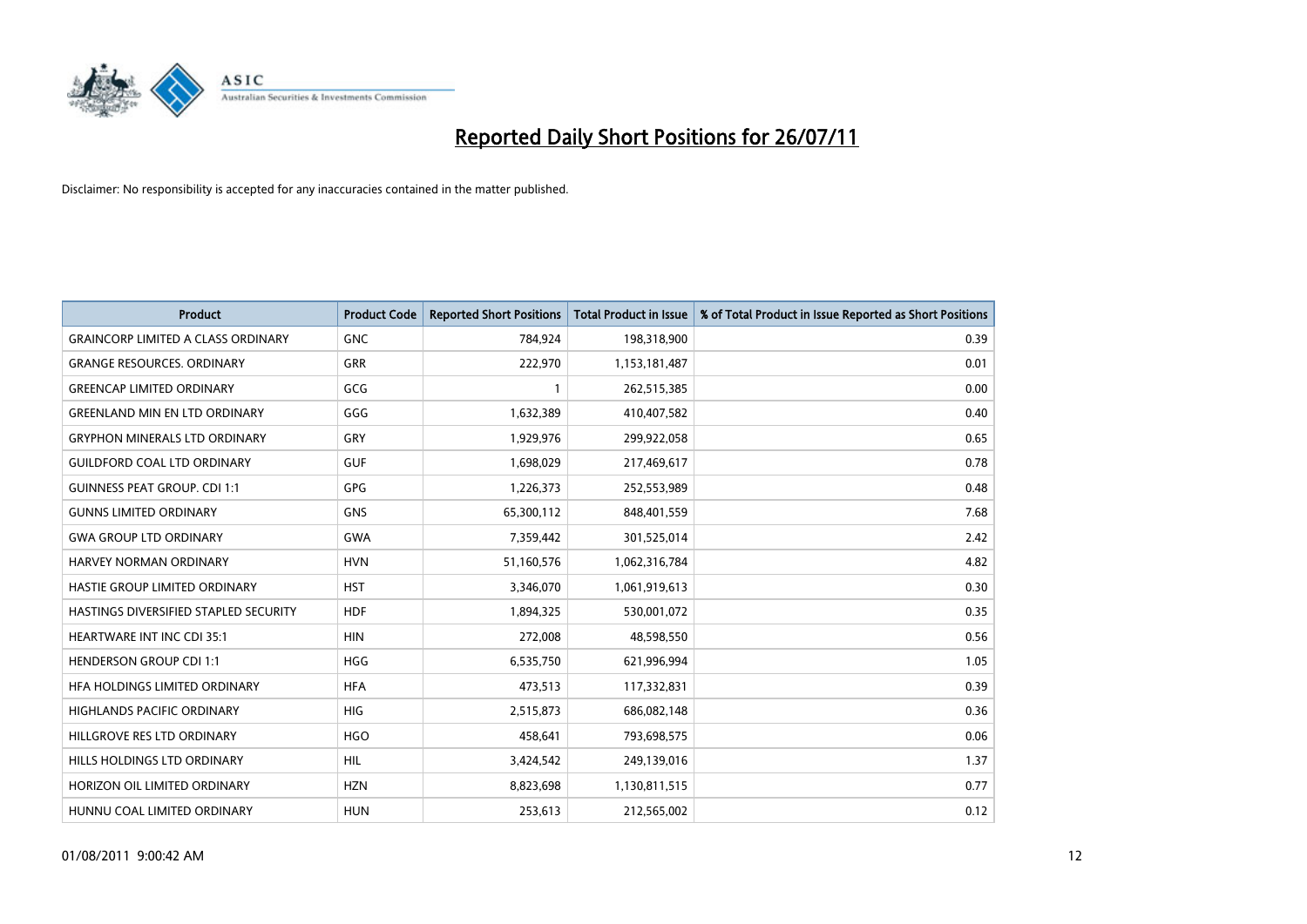# Reported Daily Short Positions for 26/07/11

Disclaimer: No responsibility is accepted for any inaccuracies contained in the matter published.

| Product | Product Code | Reported Short Positions | Total Product in Issue | % of Total Product in Issue Reported as Short Positions |
|---|---|---|---|---|
| GRAINCORP LIMITED A CLASS ORDINARY | GNC | 784,924 | 198,318,900 | 0.39 |
| GRANGE RESOURCES. ORDINARY | GRR | 222,970 | 1,153,181,487 | 0.01 |
| GREENCAP LIMITED ORDINARY | GCG | 1 | 262,515,385 | 0.00 |
| GREENLAND MIN EN LTD ORDINARY | GGG | 1,632,389 | 410,407,582 | 0.40 |
| GRYPHON MINERALS LTD ORDINARY | GRY | 1,929,976 | 299,922,058 | 0.65 |
| GUILDFORD COAL LTD ORDINARY | GUF | 1,698,029 | 217,469,617 | 0.78 |
| GUINNESS PEAT GROUP. CDI 1:1 | GPG | 1,226,373 | 252,553,989 | 0.48 |
| GUNNS LIMITED ORDINARY | GNS | 65,300,112 | 848,401,559 | 7.68 |
| GWA GROUP LTD ORDINARY | GWA | 7,359,442 | 301,525,014 | 2.42 |
| HARVEY NORMAN ORDINARY | HVN | 51,160,576 | 1,062,316,784 | 4.82 |
| HASTIE GROUP LIMITED ORDINARY | HST | 3,346,070 | 1,061,919,613 | 0.30 |
| HASTINGS DIVERSIFIED STAPLED SECURITY | HDF | 1,894,325 | 530,001,072 | 0.35 |
| HEARTWARE INT INC CDI 35:1 | HIN | 272,008 | 48,598,550 | 0.56 |
| HENDERSON GROUP CDI 1:1 | HGG | 6,535,750 | 621,996,994 | 1.05 |
| HFA HOLDINGS LIMITED ORDINARY | HFA | 473,513 | 117,332,831 | 0.39 |
| HIGHLANDS PACIFIC ORDINARY | HIG | 2,515,873 | 686,082,148 | 0.36 |
| HILLGROVE RES LTD ORDINARY | HGO | 458,641 | 793,698,575 | 0.06 |
| HILLS HOLDINGS LTD ORDINARY | HIL | 3,424,542 | 249,139,016 | 1.37 |
| HORIZON OIL LIMITED ORDINARY | HZN | 8,823,698 | 1,130,811,515 | 0.77 |
| HUNNU COAL LIMITED ORDINARY | HUN | 253,613 | 212,565,002 | 0.12 |

01/08/2011 9:00:42 AM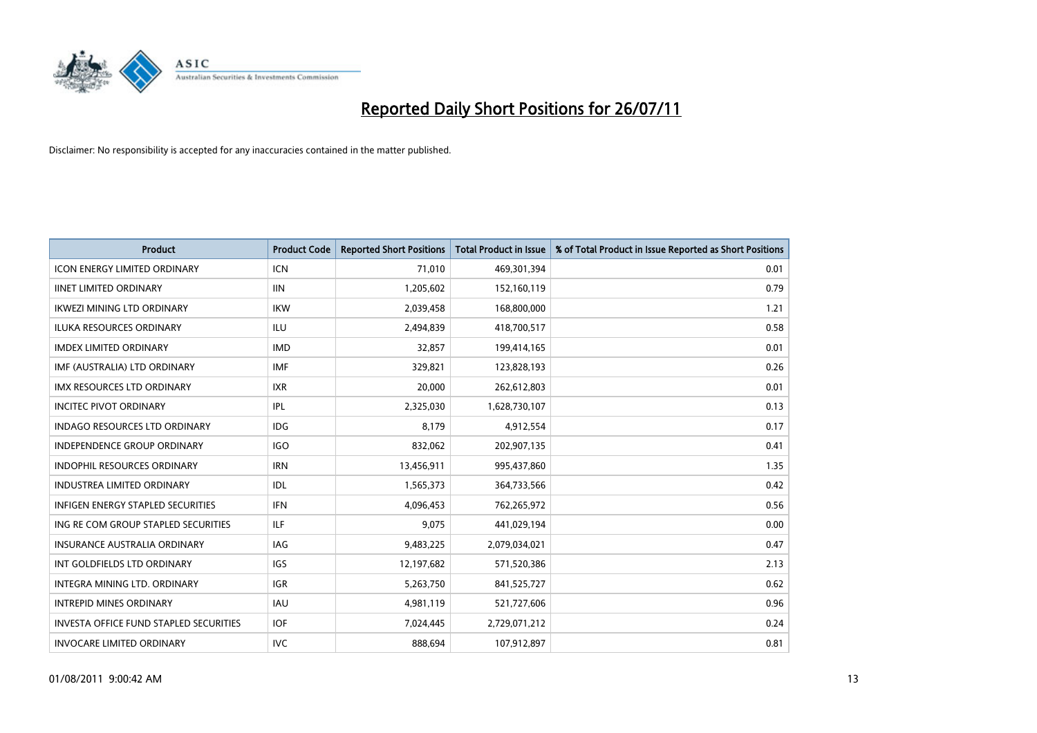# Reported Daily Short Positions for 26/07/11

Disclaimer: No responsibility is accepted for any inaccuracies contained in the matter published.

| Product | Product Code | Reported Short Positions | Total Product in Issue | % of Total Product in Issue Reported as Short Positions |
| --- | --- | --- | --- | --- |
| ICON ENERGY LIMITED ORDINARY | ICN | 71,010 | 469,301,394 | 0.01 |
| IINET LIMITED ORDINARY | IIN | 1,205,602 | 152,160,119 | 0.79 |
| IKWEZI MINING LTD ORDINARY | IKW | 2,039,458 | 168,800,000 | 1.21 |
| ILUKA RESOURCES ORDINARY | ILU | 2,494,839 | 418,700,517 | 0.58 |
| IMDEX LIMITED ORDINARY | IMD | 32,857 | 199,414,165 | 0.01 |
| IMF (AUSTRALIA) LTD ORDINARY | IMF | 329,821 | 123,828,193 | 0.26 |
| IMX RESOURCES LTD ORDINARY | IXR | 20,000 | 262,612,803 | 0.01 |
| INCITEC PIVOT ORDINARY | IPL | 2,325,030 | 1,628,730,107 | 0.13 |
| INDAGO RESOURCES LTD ORDINARY | IDG | 8,179 | 4,912,554 | 0.17 |
| INDEPENDENCE GROUP ORDINARY | IGO | 832,062 | 202,907,135 | 0.41 |
| INDOPHIL RESOURCES ORDINARY | IRN | 13,456,911 | 995,437,860 | 1.35 |
| INDUSTREA LIMITED ORDINARY | IDL | 1,565,373 | 364,733,566 | 0.42 |
| INFIGEN ENERGY STAPLED SECURITIES | IFN | 4,096,453 | 762,265,972 | 0.56 |
| ING RE COM GROUP STAPLED SECURITIES | ILF | 9,075 | 441,029,194 | 0.00 |
| INSURANCE AUSTRALIA ORDINARY | IAG | 9,483,225 | 2,079,034,021 | 0.47 |
| INT GOLDFIELDS LTD ORDINARY | IGS | 12,197,682 | 571,520,386 | 2.13 |
| INTEGRA MINING LTD. ORDINARY | IGR | 5,263,750 | 841,525,727 | 0.62 |
| INTREPID MINES ORDINARY | IAU | 4,981,119 | 521,727,606 | 0.96 |
| INVESTA OFFICE FUND STAPLED SECURITIES | IOF | 7,024,445 | 2,729,071,212 | 0.24 |
| INVOCARE LIMITED ORDINARY | IVC | 888,694 | 107,912,897 | 0.81 |

01/08/2011 9:00:42 AM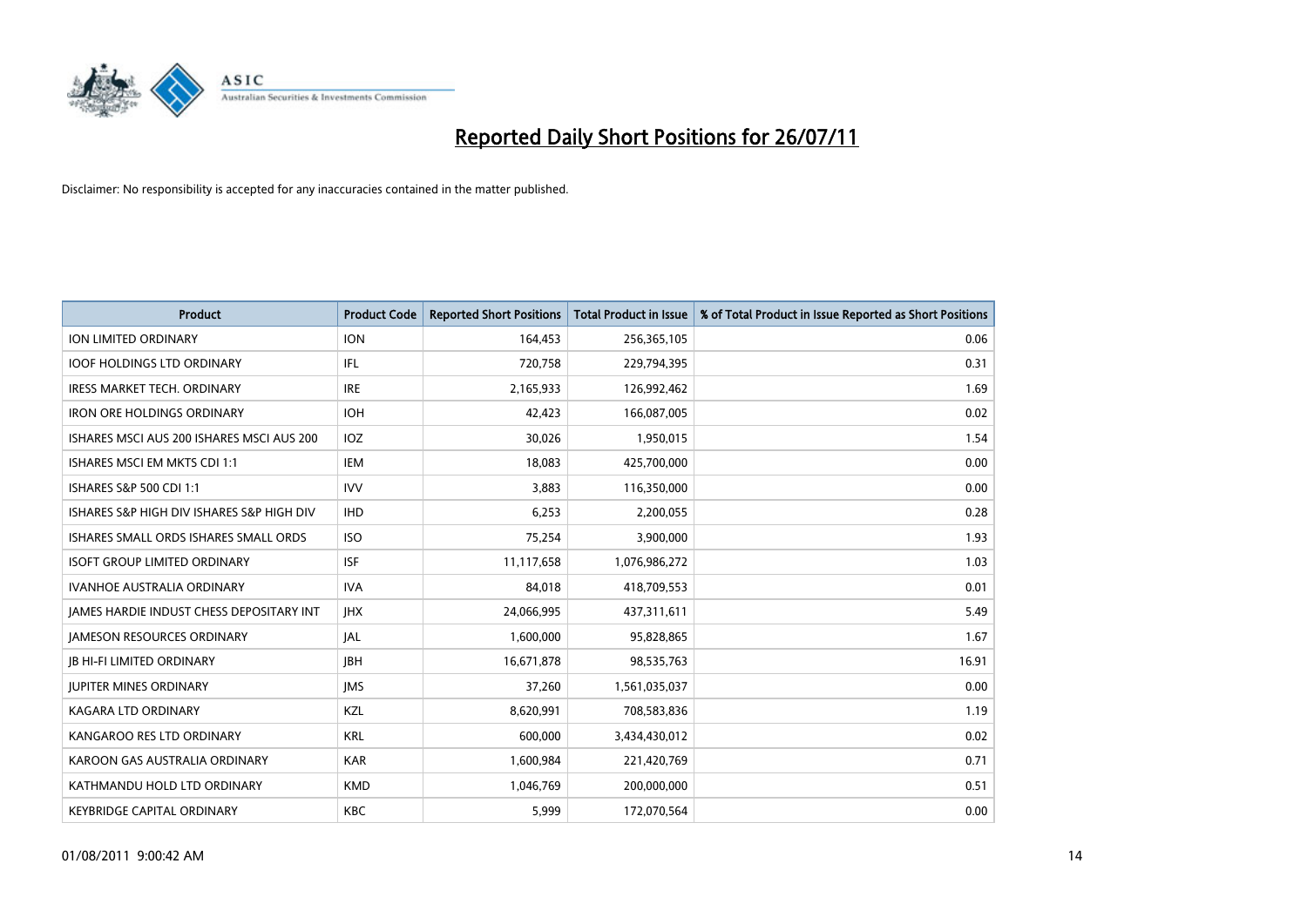# Reported Daily Short Positions for 26/07/11

Disclaimer: No responsibility is accepted for any inaccuracies contained in the matter published.

| Product | Product Code | Reported Short Positions | Total Product in Issue | % of Total Product in Issue Reported as Short Positions |
|---|---|---|---|---|
| ION LIMITED ORDINARY | ION | 164,453 | 256,365,105 | 0.06 |
| IOOF HOLDINGS LTD ORDINARY | IFL | 720,758 | 229,794,395 | 0.31 |
| IRESS MARKET TECH. ORDINARY | IRE | 2,165,933 | 126,992,462 | 1.69 |
| IRON ORE HOLDINGS ORDINARY | IOH | 42,423 | 166,087,005 | 0.02 |
| ISHARES MSCI AUS 200 ISHARES MSCI AUS 200 | IOZ | 30,026 | 1,950,015 | 1.54 |
| ISHARES MSCI EM MKTS CDI 1:1 | IEM | 18,083 | 425,700,000 | 0.00 |
| ISHARES S&P 500 CDI 1:1 | IVV | 3,883 | 116,350,000 | 0.00 |
| ISHARES S&P HIGH DIV ISHARES S&P HIGH DIV | IHD | 6,253 | 2,200,055 | 0.28 |
| ISHARES SMALL ORDS ISHARES SMALL ORDS | ISO | 75,254 | 3,900,000 | 1.93 |
| ISOFT GROUP LIMITED ORDINARY | ISF | 11,117,658 | 1,076,986,272 | 1.03 |
| IVANHOE AUSTRALIA ORDINARY | IVA | 84,018 | 418,709,553 | 0.01 |
| JAMES HARDIE INDUST CHESS DEPOSITARY INT | JHX | 24,066,995 | 437,311,611 | 5.49 |
| JAMESON RESOURCES ORDINARY | JAL | 1,600,000 | 95,828,865 | 1.67 |
| JB HI-FI LIMITED ORDINARY | JBH | 16,671,878 | 98,535,763 | 16.91 |
| JUPITER MINES ORDINARY | JMS | 37,260 | 1,561,035,037 | 0.00 |
| KAGARA LTD ORDINARY | KZL | 8,620,991 | 708,583,836 | 1.19 |
| KANGAROO RES LTD ORDINARY | KRL | 600,000 | 3,434,430,012 | 0.02 |
| KAROON GAS AUSTRALIA ORDINARY | KAR | 1,600,984 | 221,420,769 | 0.71 |
| KATHMANDU HOLD LTD ORDINARY | KMD | 1,046,769 | 200,000,000 | 0.51 |
| KEYBRIDGE CAPITAL ORDINARY | KBC | 5,999 | 172,070,564 | 0.00 |

01/08/2011 9:00:42 AM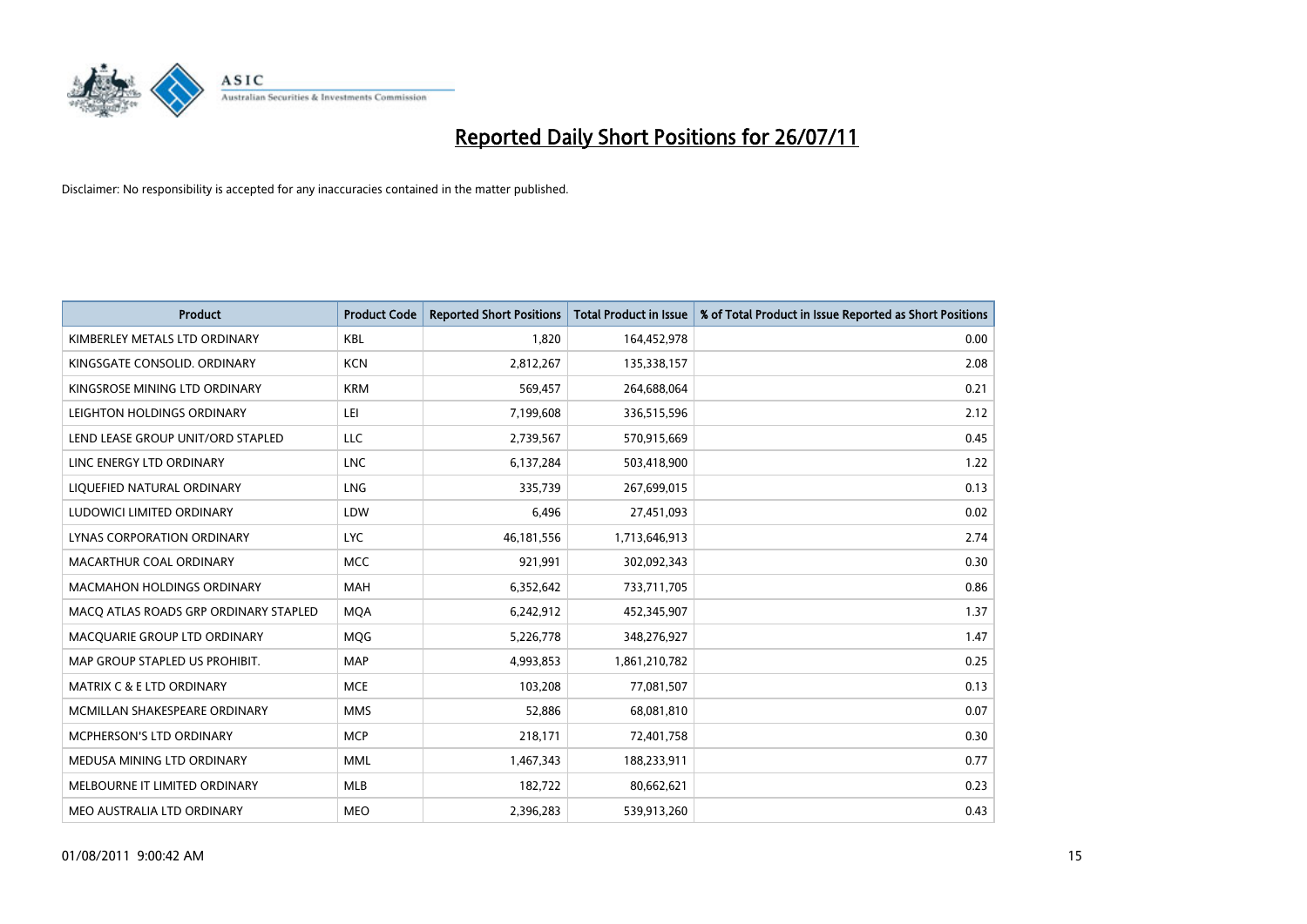# Reported Daily Short Positions for 26/07/11

Disclaimer: No responsibility is accepted for any inaccuracies contained in the matter published.

| Product | Product Code | Reported Short Positions | Total Product in Issue | % of Total Product in Issue Reported as Short Positions |
|---|---|---|---|---|
| KIMBERLEY METALS LTD ORDINARY | KBL | 1,820 | 164,452,978 | 0.00 |
| KINGSGATE CONSOLID. ORDINARY | KCN | 2,812,267 | 135,338,157 | 2.08 |
| KINGSROSE MINING LTD ORDINARY | KRM | 569,457 | 264,688,064 | 0.21 |
| LEIGHTON HOLDINGS ORDINARY | LEI | 7,199,608 | 336,515,596 | 2.12 |
| LEND LEASE GROUP UNIT/ORD STAPLED | LLC | 2,739,567 | 570,915,669 | 0.45 |
| LINC ENERGY LTD ORDINARY | LNC | 6,137,284 | 503,418,900 | 1.22 |
| LIQUEFIED NATURAL ORDINARY | LNG | 335,739 | 267,699,015 | 0.13 |
| LUDOWICI LIMITED ORDINARY | LDW | 6,496 | 27,451,093 | 0.02 |
| LYNAS CORPORATION ORDINARY | LYC | 46,181,556 | 1,713,646,913 | 2.74 |
| MACARTHUR COAL ORDINARY | MCC | 921,991 | 302,092,343 | 0.30 |
| MACMAHON HOLDINGS ORDINARY | MAH | 6,352,642 | 733,711,705 | 0.86 |
| MACQ ATLAS ROADS GRP ORDINARY STAPLED | MQA | 6,242,912 | 452,345,907 | 1.37 |
| MACQUARIE GROUP LTD ORDINARY | MQG | 5,226,778 | 348,276,927 | 1.47 |
| MAP GROUP STAPLED US PROHIBIT. | MAP | 4,993,853 | 1,861,210,782 | 0.25 |
| MATRIX C & E LTD ORDINARY | MCE | 103,208 | 77,081,507 | 0.13 |
| MCMILLAN SHAKESPEARE ORDINARY | MMS | 52,886 | 68,081,810 | 0.07 |
| MCPHERSON'S LTD ORDINARY | MCP | 218,171 | 72,401,758 | 0.30 |
| MEDUSA MINING LTD ORDINARY | MML | 1,467,343 | 188,233,911 | 0.77 |
| MELBOURNE IT LIMITED ORDINARY | MLB | 182,722 | 80,662,621 | 0.23 |
| MEO AUSTRALIA LTD ORDINARY | MEO | 2,396,283 | 539,913,260 | 0.43 |

01/08/2011 9:00:42 AM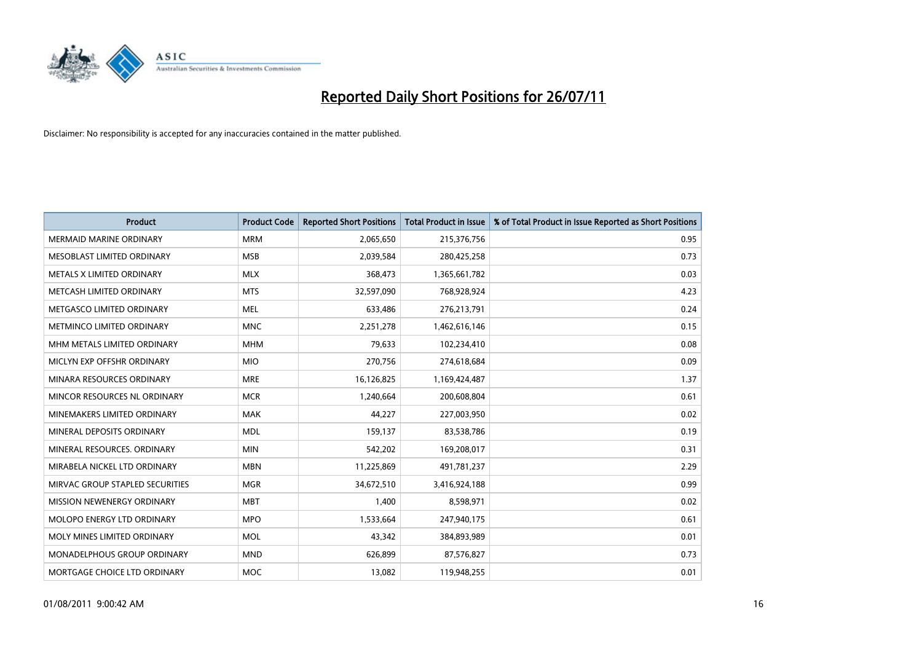# Reported Daily Short Positions for 26/07/11

Disclaimer: No responsibility is accepted for any inaccuracies contained in the matter published.

| Product | Product Code | Reported Short Positions | Total Product in Issue | % of Total Product in Issue Reported as Short Positions |
|---|---|---|---|---|
| MERMAID MARINE ORDINARY | MRM | 2,065,650 | 215,376,756 | 0.95 |
| MESOBLAST LIMITED ORDINARY | MSB | 2,039,584 | 280,425,258 | 0.73 |
| METALS X LIMITED ORDINARY | MLX | 368,473 | 1,365,661,782 | 0.03 |
| METCASH LIMITED ORDINARY | MTS | 32,597,090 | 768,928,924 | 4.23 |
| METGASCO LIMITED ORDINARY | MEL | 633,486 | 276,213,791 | 0.24 |
| METMINCO LIMITED ORDINARY | MNC | 2,251,278 | 1,462,616,146 | 0.15 |
| MHM METALS LIMITED ORDINARY | MHM | 79,633 | 102,234,410 | 0.08 |
| MICLYN EXP OFFSHR ORDINARY | MIO | 270,756 | 274,618,684 | 0.09 |
| MINARA RESOURCES ORDINARY | MRE | 16,126,825 | 1,169,424,487 | 1.37 |
| MINCOR RESOURCES NL ORDINARY | MCR | 1,240,664 | 200,608,804 | 0.61 |
| MINEMAKERS LIMITED ORDINARY | MAK | 44,227 | 227,003,950 | 0.02 |
| MINERAL DEPOSITS ORDINARY | MDL | 159,137 | 83,538,786 | 0.19 |
| MINERAL RESOURCES. ORDINARY | MIN | 542,202 | 169,208,017 | 0.31 |
| MIRABELA NICKEL LTD ORDINARY | MBN | 11,225,869 | 491,781,237 | 2.29 |
| MIRVAC GROUP STAPLED SECURITIES | MGR | 34,672,510 | 3,416,924,188 | 0.99 |
| MISSION NEWENERGY ORDINARY | MBT | 1,400 | 8,598,971 | 0.02 |
| MOLOPO ENERGY LTD ORDINARY | MPO | 1,533,664 | 247,940,175 | 0.61 |
| MOLY MINES LIMITED ORDINARY | MOL | 43,342 | 384,893,989 | 0.01 |
| MONADELPHOUS GROUP ORDINARY | MND | 626,899 | 87,576,827 | 0.73 |
| MORTGAGE CHOICE LTD ORDINARY | MOC | 13,082 | 119,948,255 | 0.01 |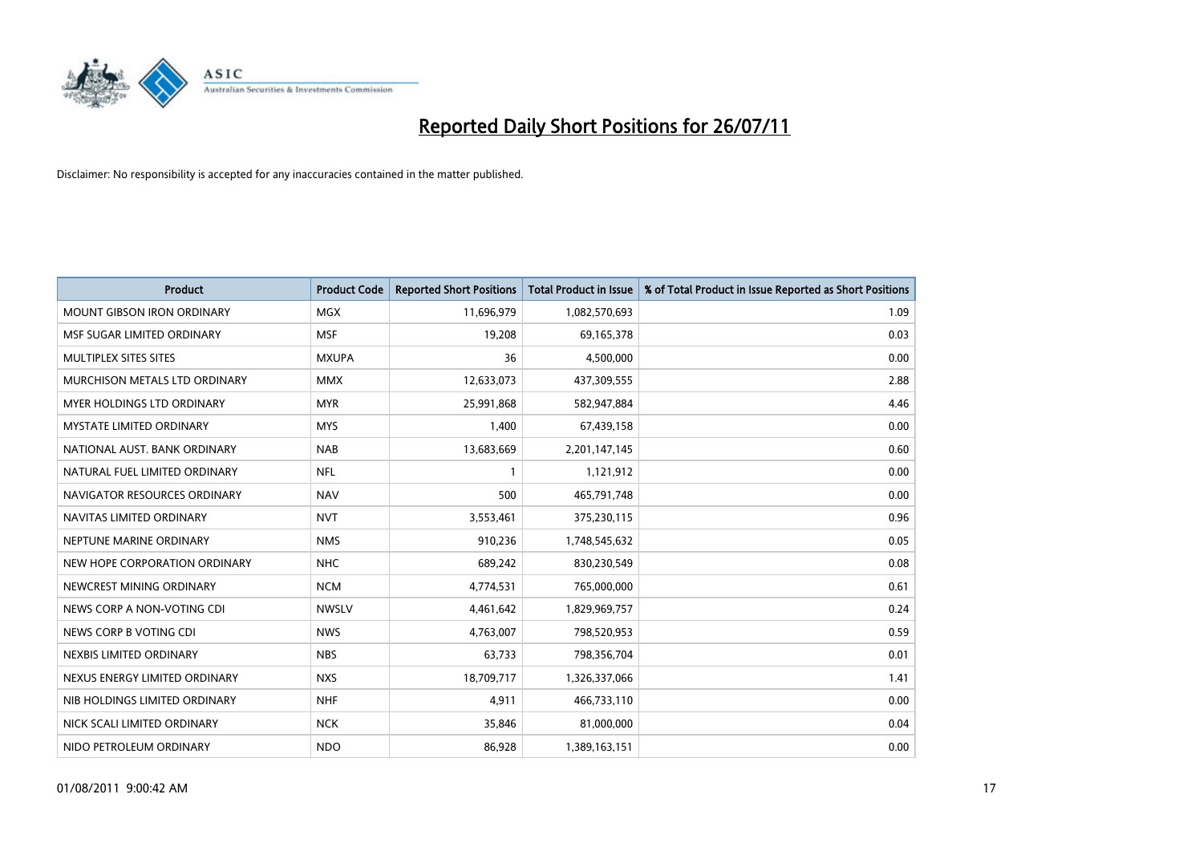# Reported Daily Short Positions for 26/07/11

Disclaimer: No responsibility is accepted for any inaccuracies contained in the matter published.

| Product | Product Code | Reported Short Positions | Total Product in Issue | % of Total Product in Issue Reported as Short Positions |
|---|---|---|---|---|
| MOUNT GIBSON IRON ORDINARY | MGX | 11,696,979 | 1,082,570,693 | 1.09 |
| MSF SUGAR LIMITED ORDINARY | MSF | 19,208 | 69,165,378 | 0.03 |
| MULTIPLEX SITES SITES | MXUPA | 36 | 4,500,000 | 0.00 |
| MURCHISON METALS LTD ORDINARY | MMX | 12,633,073 | 437,309,555 | 2.88 |
| MYER HOLDINGS LTD ORDINARY | MYR | 25,991,868 | 582,947,884 | 4.46 |
| MYSTATE LIMITED ORDINARY | MYS | 1,400 | 67,439,158 | 0.00 |
| NATIONAL AUST. BANK ORDINARY | NAB | 13,683,669 | 2,201,147,145 | 0.60 |
| NATURAL FUEL LIMITED ORDINARY | NFL | 1 | 1,121,912 | 0.00 |
| NAVIGATOR RESOURCES ORDINARY | NAV | 500 | 465,791,748 | 0.00 |
| NAVITAS LIMITED ORDINARY | NVT | 3,553,461 | 375,230,115 | 0.96 |
| NEPTUNE MARINE ORDINARY | NMS | 910,236 | 1,748,545,632 | 0.05 |
| NEW HOPE CORPORATION ORDINARY | NHC | 689,242 | 830,230,549 | 0.08 |
| NEWCREST MINING ORDINARY | NCM | 4,774,531 | 765,000,000 | 0.61 |
| NEWS CORP A NON-VOTING CDI | NWSLV | 4,461,642 | 1,829,969,757 | 0.24 |
| NEWS CORP B VOTING CDI | NWS | 4,763,007 | 798,520,953 | 0.59 |
| NEXBIS LIMITED ORDINARY | NBS | 63,733 | 798,356,704 | 0.01 |
| NEXUS ENERGY LIMITED ORDINARY | NXS | 18,709,717 | 1,326,337,066 | 1.41 |
| NIB HOLDINGS LIMITED ORDINARY | NHF | 4,911 | 466,733,110 | 0.00 |
| NICK SCALI LIMITED ORDINARY | NCK | 35,846 | 81,000,000 | 0.04 |
| NIDO PETROLEUM ORDINARY | NDO | 86,928 | 1,389,163,151 | 0.00 |

01/08/2011 9:00:42 AM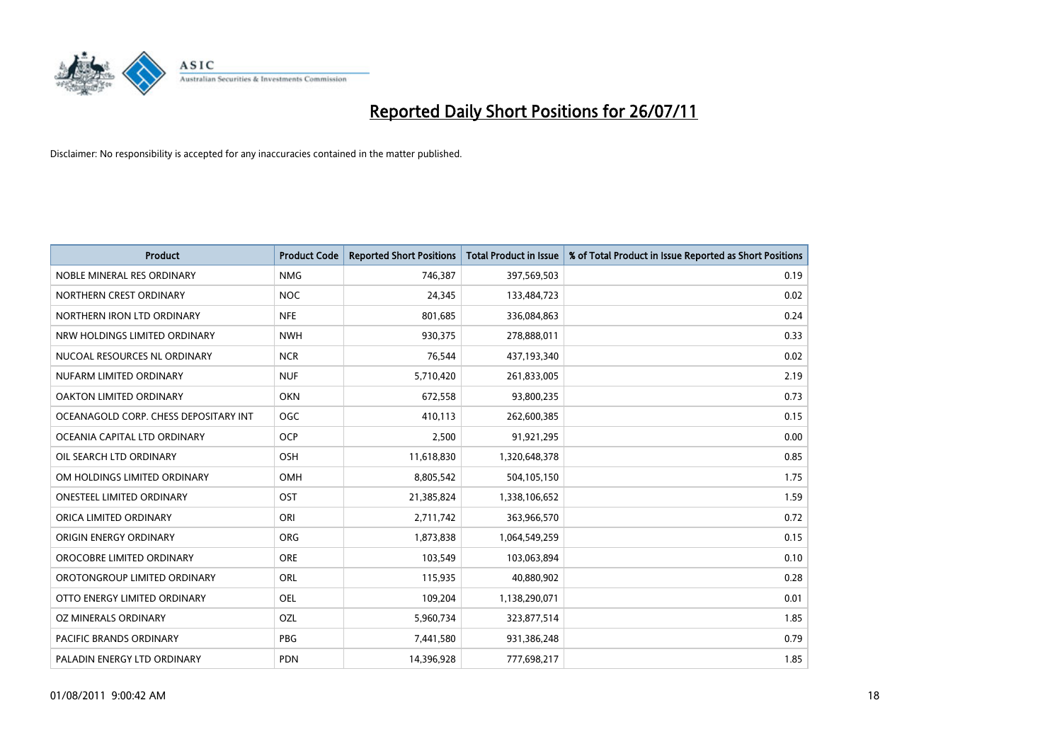# Reported Daily Short Positions for 26/07/11

Disclaimer: No responsibility is accepted for any inaccuracies contained in the matter published.

| Product | Product Code | Reported Short Positions | Total Product in Issue | % of Total Product in Issue Reported as Short Positions |
|---|---|---|---|---|
| NOBLE MINERAL RES ORDINARY | NMG | 746,387 | 397,569,503 | 0.19 |
| NORTHERN CREST ORDINARY | NOC | 24,345 | 133,484,723 | 0.02 |
| NORTHERN IRON LTD ORDINARY | NFE | 801,685 | 336,084,863 | 0.24 |
| NRW HOLDINGS LIMITED ORDINARY | NWH | 930,375 | 278,888,011 | 0.33 |
| NUCOAL RESOURCES NL ORDINARY | NCR | 76,544 | 437,193,340 | 0.02 |
| NUFARM LIMITED ORDINARY | NUF | 5,710,420 | 261,833,005 | 2.19 |
| OAKTON LIMITED ORDINARY | OKN | 672,558 | 93,800,235 | 0.73 |
| OCEANAGOLD CORP. CHESS DEPOSITARY INT | OGC | 410,113 | 262,600,385 | 0.15 |
| OCEANIA CAPITAL LTD ORDINARY | OCP | 2,500 | 91,921,295 | 0.00 |
| OIL SEARCH LTD ORDINARY | OSH | 11,618,830 | 1,320,648,378 | 0.85 |
| OM HOLDINGS LIMITED ORDINARY | OMH | 8,805,542 | 504,105,150 | 1.75 |
| ONESTEEL LIMITED ORDINARY | OST | 21,385,824 | 1,338,106,652 | 1.59 |
| ORICA LIMITED ORDINARY | ORI | 2,711,742 | 363,966,570 | 0.72 |
| ORIGIN ENERGY ORDINARY | ORG | 1,873,838 | 1,064,549,259 | 0.15 |
| OROCOBRE LIMITED ORDINARY | ORE | 103,549 | 103,063,894 | 0.10 |
| OROTONGROUP LIMITED ORDINARY | ORL | 115,935 | 40,880,902 | 0.28 |
| OTTO ENERGY LIMITED ORDINARY | OEL | 109,204 | 1,138,290,071 | 0.01 |
| OZ MINERALS ORDINARY | OZL | 5,960,734 | 323,877,514 | 1.85 |
| PACIFIC BRANDS ORDINARY | PBG | 7,441,580 | 931,386,248 | 0.79 |
| PALADIN ENERGY LTD ORDINARY | PDN | 14,396,928 | 777,698,217 | 1.85 |

01/08/2011 9:00:42 AM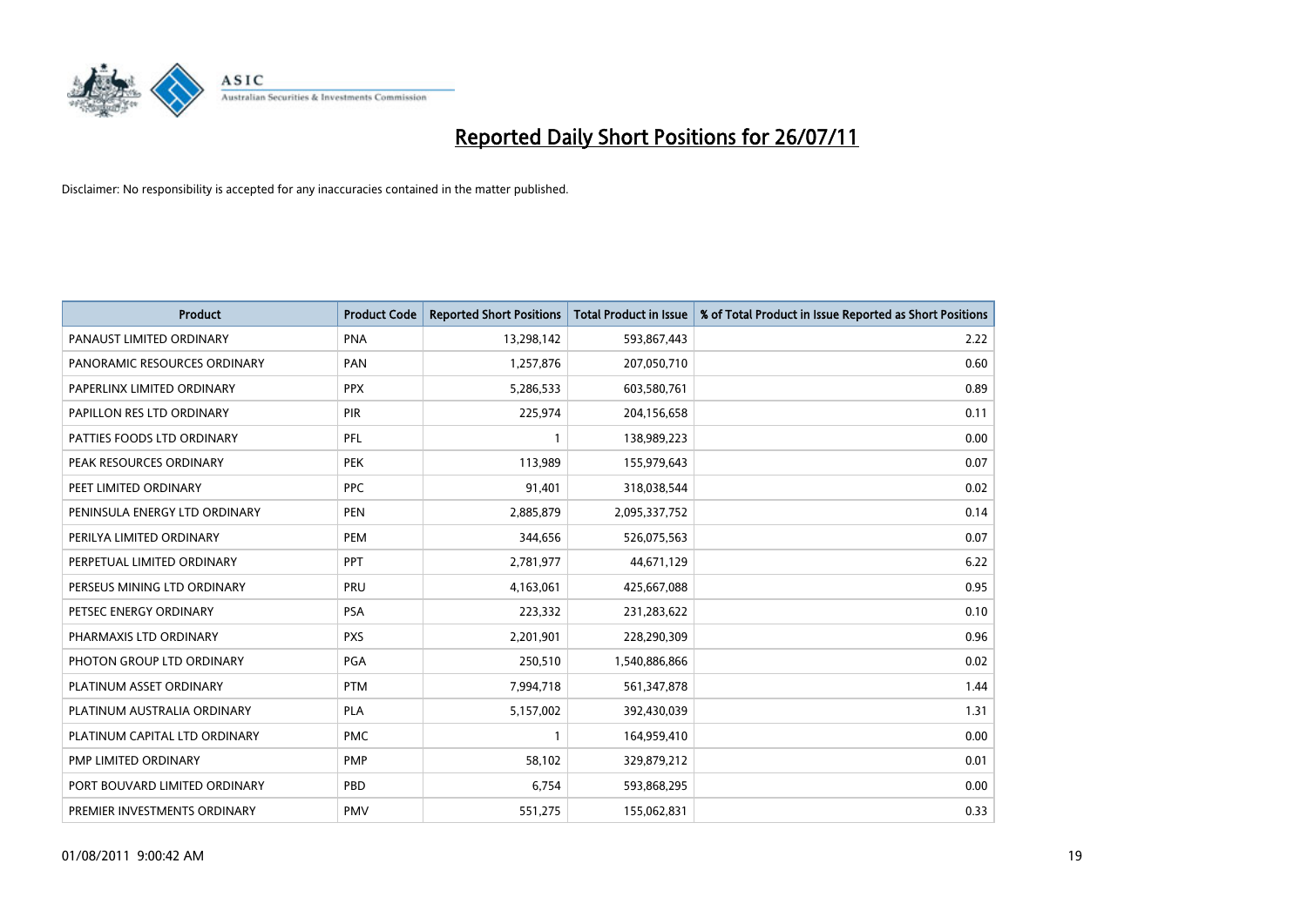# Reported Daily Short Positions for 26/07/11

Disclaimer: No responsibility is accepted for any inaccuracies contained in the matter published.

| Product | Product Code | Reported Short Positions | Total Product in Issue | % of Total Product in Issue Reported as Short Positions |
|---|---|---|---|---|
| PANAUST LIMITED ORDINARY | PNA | 13,298,142 | 593,867,443 | 2.22 |
| PANORAMIC RESOURCES ORDINARY | PAN | 1,257,876 | 207,050,710 | 0.60 |
| PAPERLINX LIMITED ORDINARY | PPX | 5,286,533 | 603,580,761 | 0.89 |
| PAPILLON RES LTD ORDINARY | PIR | 225,974 | 204,156,658 | 0.11 |
| PATTIES FOODS LTD ORDINARY | PFL | 1 | 138,989,223 | 0.00 |
| PEAK RESOURCES ORDINARY | PEK | 113,989 | 155,979,643 | 0.07 |
| PEET LIMITED ORDINARY | PPC | 91,401 | 318,038,544 | 0.02 |
| PENINSULA ENERGY LTD ORDINARY | PEN | 2,885,879 | 2,095,337,752 | 0.14 |
| PERILYA LIMITED ORDINARY | PEM | 344,656 | 526,075,563 | 0.07 |
| PERPETUAL LIMITED ORDINARY | PPT | 2,781,977 | 44,671,129 | 6.22 |
| PERSEUS MINING LTD ORDINARY | PRU | 4,163,061 | 425,667,088 | 0.95 |
| PETSEC ENERGY ORDINARY | PSA | 223,332 | 231,283,622 | 0.10 |
| PHARMAXIS LTD ORDINARY | PXS | 2,201,901 | 228,290,309 | 0.96 |
| PHOTON GROUP LTD ORDINARY | PGA | 250,510 | 1,540,886,866 | 0.02 |
| PLATINUM ASSET ORDINARY | PTM | 7,994,718 | 561,347,878 | 1.44 |
| PLATINUM AUSTRALIA ORDINARY | PLA | 5,157,002 | 392,430,039 | 1.31 |
| PLATINUM CAPITAL LTD ORDINARY | PMC | 1 | 164,959,410 | 0.00 |
| PMP LIMITED ORDINARY | PMP | 58,102 | 329,879,212 | 0.01 |
| PORT BOUVARD LIMITED ORDINARY | PBD | 6,754 | 593,868,295 | 0.00 |
| PREMIER INVESTMENTS ORDINARY | PMV | 551,275 | 155,062,831 | 0.33 |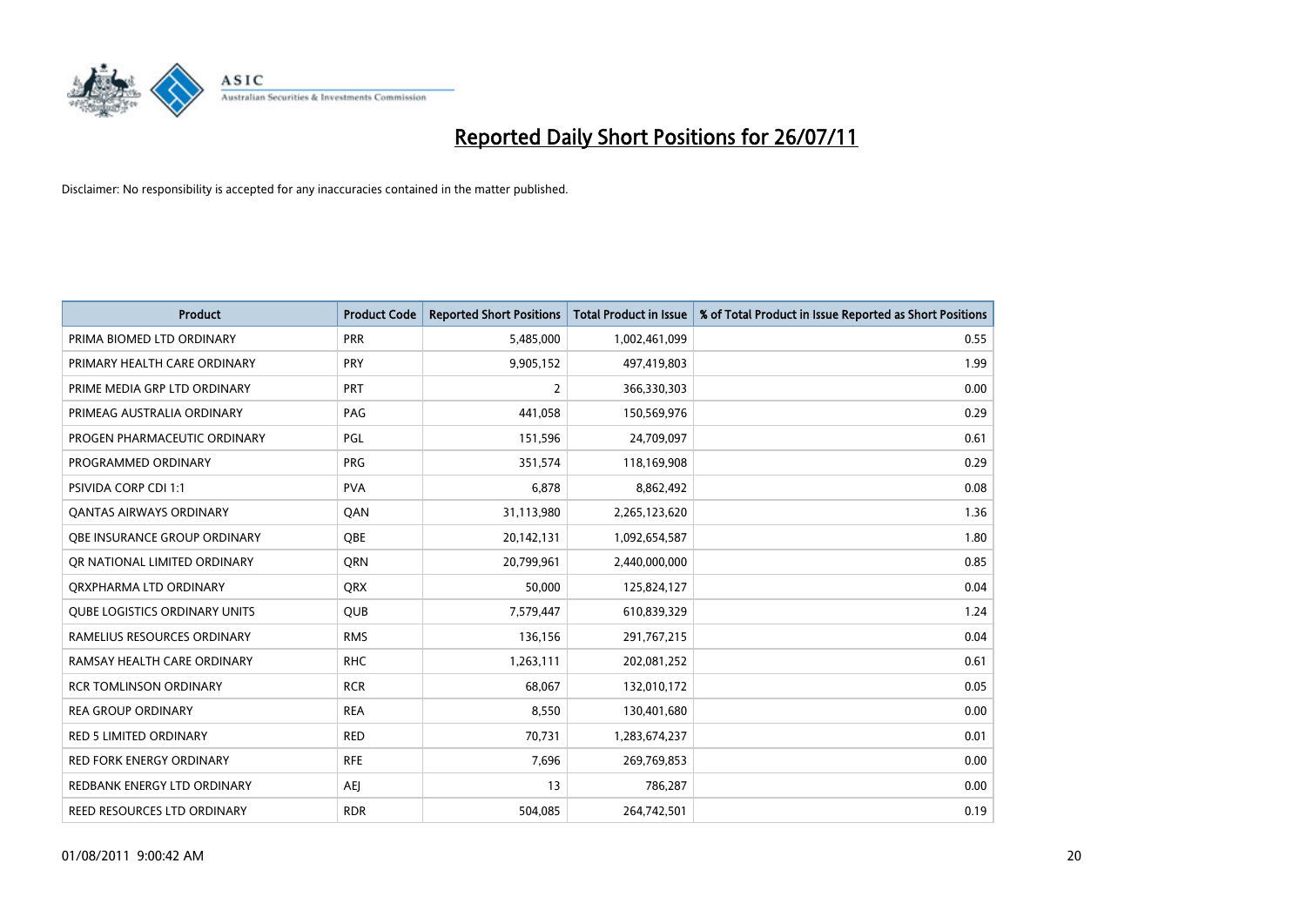# Reported Daily Short Positions for 26/07/11

Disclaimer: No responsibility is accepted for any inaccuracies contained in the matter published.

| Product | Product Code | Reported Short Positions | Total Product in Issue | % of Total Product in Issue Reported as Short Positions |
|---|---|---|---|---|
| PRIMA BIOMED LTD ORDINARY | PRR | 5,485,000 | 1,002,461,099 | 0.55 |
| PRIMARY HEALTH CARE ORDINARY | PRY | 9,905,152 | 497,419,803 | 1.99 |
| PRIME MEDIA GRP LTD ORDINARY | PRT | 2 | 366,330,303 | 0.00 |
| PRIMEAG AUSTRALIA ORDINARY | PAG | 441,058 | 150,569,976 | 0.29 |
| PROGEN PHARMACEUTIC ORDINARY | PGL | 151,596 | 24,709,097 | 0.61 |
| PROGRAMMED ORDINARY | PRG | 351,574 | 118,169,908 | 0.29 |
| PSIVIDA CORP CDI 1:1 | PVA | 6,878 | 8,862,492 | 0.08 |
| QANTAS AIRWAYS ORDINARY | QAN | 31,113,980 | 2,265,123,620 | 1.36 |
| QBE INSURANCE GROUP ORDINARY | QBE | 20,142,131 | 1,092,654,587 | 1.80 |
| QR NATIONAL LIMITED ORDINARY | QRN | 20,799,961 | 2,440,000,000 | 0.85 |
| QRXPHARMA LTD ORDINARY | QRX | 50,000 | 125,824,127 | 0.04 |
| QUBE LOGISTICS ORDINARY UNITS | QUB | 7,579,447 | 610,839,329 | 1.24 |
| RAMELIUS RESOURCES ORDINARY | RMS | 136,156 | 291,767,215 | 0.04 |
| RAMSAY HEALTH CARE ORDINARY | RHC | 1,263,111 | 202,081,252 | 0.61 |
| RCR TOMLINSON ORDINARY | RCR | 68,067 | 132,010,172 | 0.05 |
| REA GROUP ORDINARY | REA | 8,550 | 130,401,680 | 0.00 |
| RED 5 LIMITED ORDINARY | RED | 70,731 | 1,283,674,237 | 0.01 |
| RED FORK ENERGY ORDINARY | RFE | 7,696 | 269,769,853 | 0.00 |
| REDBANK ENERGY LTD ORDINARY | AEJ | 13 | 786,287 | 0.00 |
| REED RESOURCES LTD ORDINARY | RDR | 504,085 | 264,742,501 | 0.19 |

01/08/2011 9:00:42 AM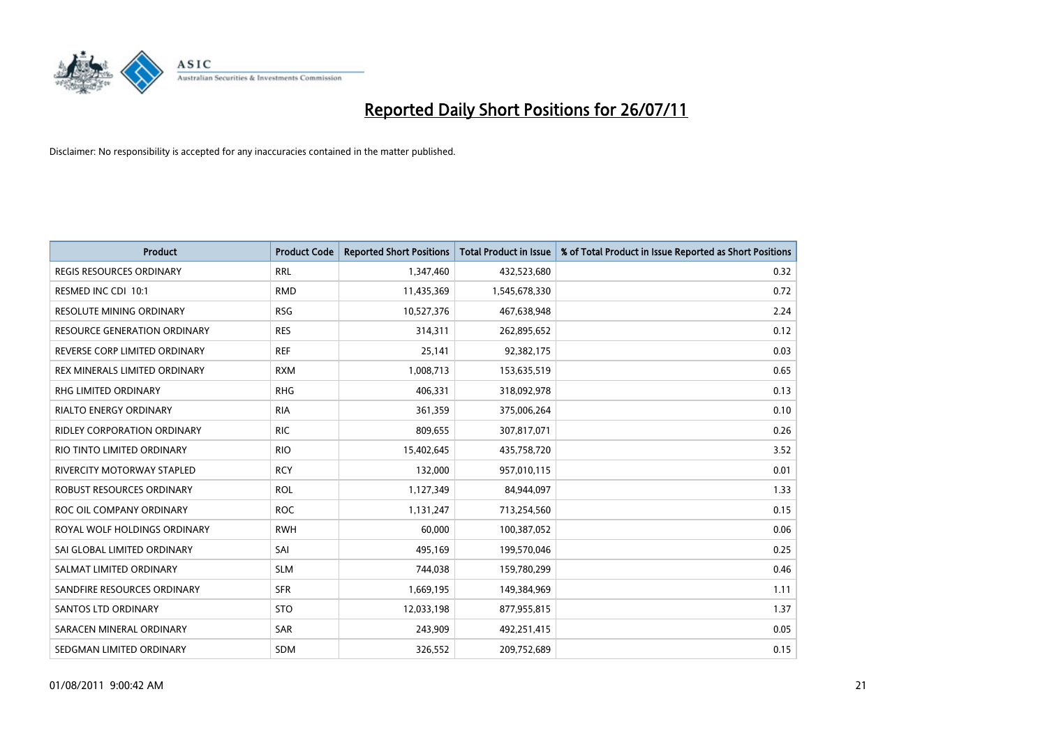# Reported Daily Short Positions for 26/07/11

Disclaimer: No responsibility is accepted for any inaccuracies contained in the matter published.

| Product | Product Code | Reported Short Positions | Total Product in Issue | % of Total Product in Issue Reported as Short Positions |
|---|---|---|---|---|
| REGIS RESOURCES ORDINARY | RRL | 1,347,460 | 432,523,680 | 0.32 |
| RESMED INC CDI 10:1 | RMD | 11,435,369 | 1,545,678,330 | 0.72 |
| RESOLUTE MINING ORDINARY | RSG | 10,527,376 | 467,638,948 | 2.24 |
| RESOURCE GENERATION ORDINARY | RES | 314,311 | 262,895,652 | 0.12 |
| REVERSE CORP LIMITED ORDINARY | REF | 25,141 | 92,382,175 | 0.03 |
| REX MINERALS LIMITED ORDINARY | RXM | 1,008,713 | 153,635,519 | 0.65 |
| RHG LIMITED ORDINARY | RHG | 406,331 | 318,092,978 | 0.13 |
| RIALTO ENERGY ORDINARY | RIA | 361,359 | 375,006,264 | 0.10 |
| RIDLEY CORPORATION ORDINARY | RIC | 809,655 | 307,817,071 | 0.26 |
| RIO TINTO LIMITED ORDINARY | RIO | 15,402,645 | 435,758,720 | 3.52 |
| RIVERCITY MOTORWAY STAPLED | RCY | 132,000 | 957,010,115 | 0.01 |
| ROBUST RESOURCES ORDINARY | ROL | 1,127,349 | 84,944,097 | 1.33 |
| ROC OIL COMPANY ORDINARY | ROC | 1,131,247 | 713,254,560 | 0.15 |
| ROYAL WOLF HOLDINGS ORDINARY | RWH | 60,000 | 100,387,052 | 0.06 |
| SAI GLOBAL LIMITED ORDINARY | SAI | 495,169 | 199,570,046 | 0.25 |
| SALMAT LIMITED ORDINARY | SLM | 744,038 | 159,780,299 | 0.46 |
| SANDFIRE RESOURCES ORDINARY | SFR | 1,669,195 | 149,384,969 | 1.11 |
| SANTOS LTD ORDINARY | STO | 12,033,198 | 877,955,815 | 1.37 |
| SARACEN MINERAL ORDINARY | SAR | 243,909 | 492,251,415 | 0.05 |
| SEDGMAN LIMITED ORDINARY | SDM | 326,552 | 209,752,689 | 0.15 |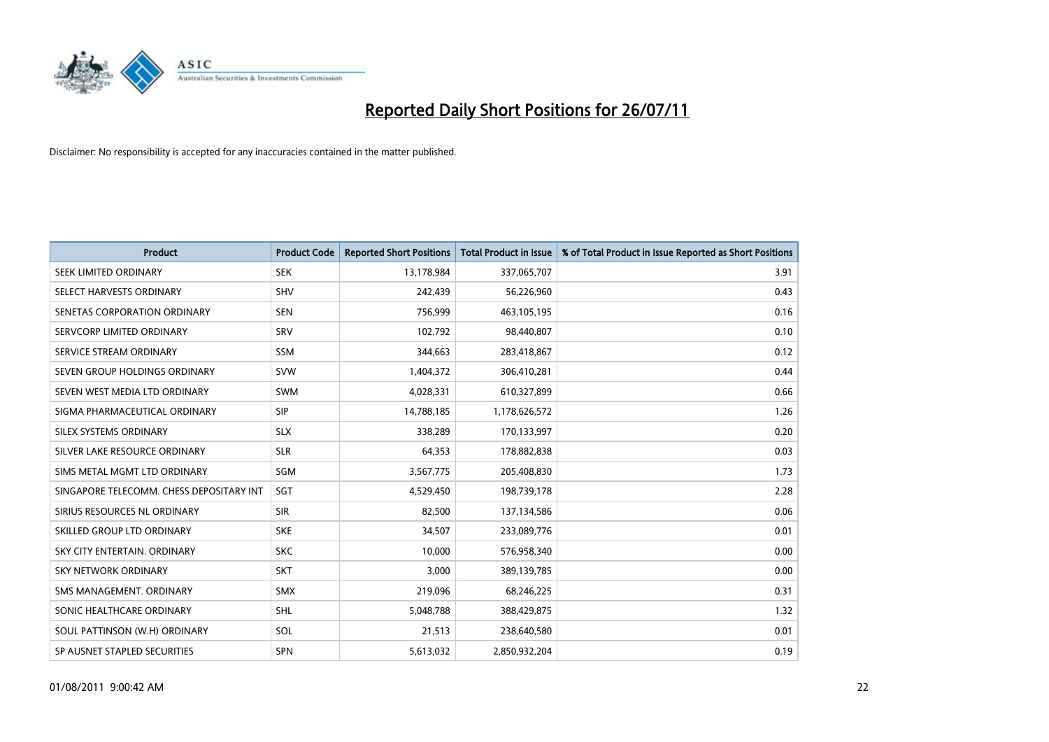# Reported Daily Short Positions for 26/07/11

Disclaimer: No responsibility is accepted for any inaccuracies contained in the matter published.

| Product | Product Code | Reported Short Positions | Total Product in Issue | % of Total Product in Issue Reported as Short Positions |
|---|---|---|---|---|
| SEEK LIMITED ORDINARY | SEK | 13,178,984 | 337,065,707 | 3.91 |
| SELECT HARVESTS ORDINARY | SHV | 242,439 | 56,226,960 | 0.43 |
| SENETAS CORPORATION ORDINARY | SEN | 756,999 | 463,105,195 | 0.16 |
| SERVCORP LIMITED ORDINARY | SRV | 102,792 | 98,440,807 | 0.10 |
| SERVICE STREAM ORDINARY | SSM | 344,663 | 283,418,867 | 0.12 |
| SEVEN GROUP HOLDINGS ORDINARY | SVW | 1,404,372 | 306,410,281 | 0.44 |
| SEVEN WEST MEDIA LTD ORDINARY | SWM | 4,028,331 | 610,327,899 | 0.66 |
| SIGMA PHARMACEUTICAL ORDINARY | SIP | 14,788,185 | 1,178,626,572 | 1.26 |
| SILEX SYSTEMS ORDINARY | SLX | 338,289 | 170,133,997 | 0.20 |
| SILVER LAKE RESOURCE ORDINARY | SLR | 64,353 | 178,882,838 | 0.03 |
| SIMS METAL MGMT LTD ORDINARY | SGM | 3,567,775 | 205,408,830 | 1.73 |
| SINGAPORE TELECOMM. CHESS DEPOSITARY INT | SGT | 4,529,450 | 198,739,178 | 2.28 |
| SIRIUS RESOURCES NL ORDINARY | SIR | 82,500 | 137,134,586 | 0.06 |
| SKILLED GROUP LTD ORDINARY | SKE | 34,507 | 233,089,776 | 0.01 |
| SKY CITY ENTERTAIN. ORDINARY | SKC | 10,000 | 576,958,340 | 0.00 |
| SKY NETWORK ORDINARY | SKT | 3,000 | 389,139,785 | 0.00 |
| SMS MANAGEMENT. ORDINARY | SMX | 219,096 | 68,246,225 | 0.31 |
| SONIC HEALTHCARE ORDINARY | SHL | 5,048,788 | 388,429,875 | 1.32 |
| SOUL PATTINSON (W.H) ORDINARY | SOL | 21,513 | 238,640,580 | 0.01 |
| SP AUSNET STAPLED SECURITIES | SPN | 5,613,032 | 2,850,932,204 | 0.19 |

01/08/2011 9:00:42 AM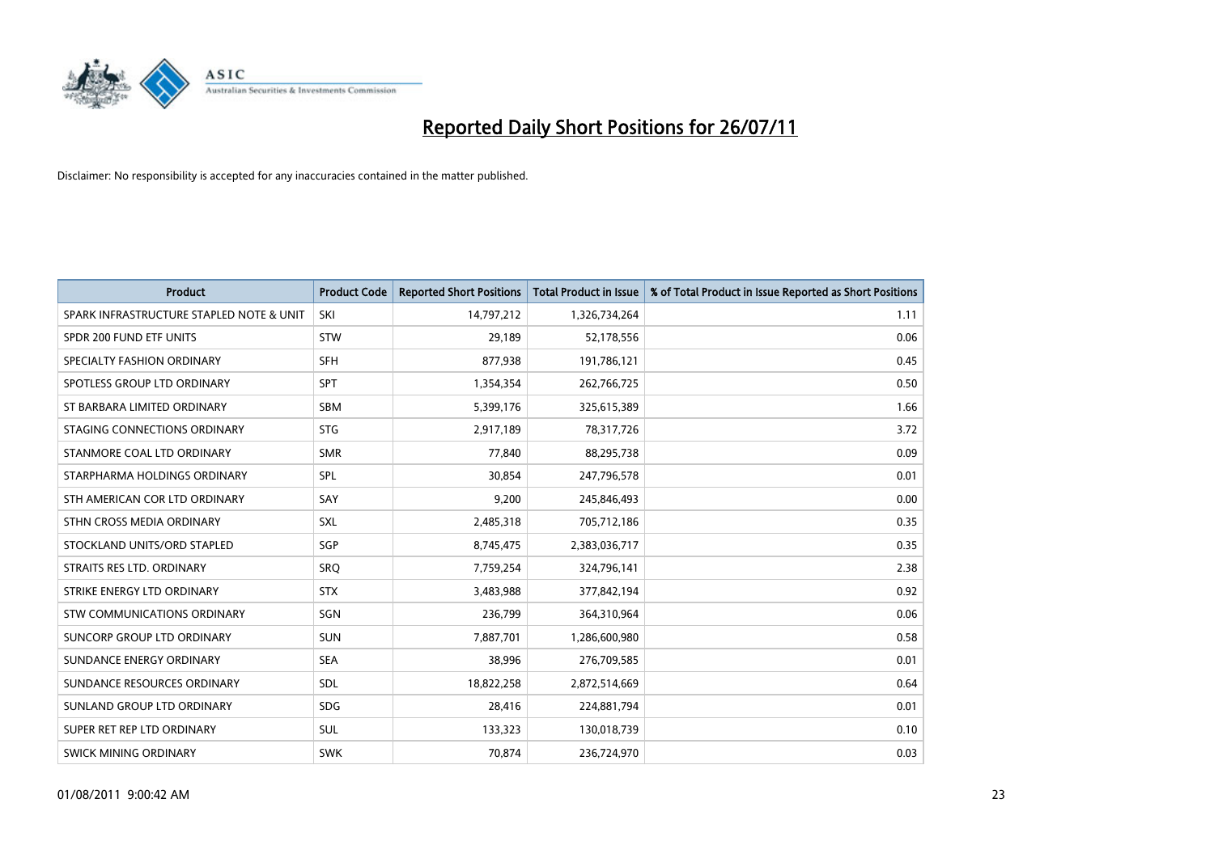# Reported Daily Short Positions for 26/07/11

Disclaimer: No responsibility is accepted for any inaccuracies contained in the matter published.

| Product | Product Code | Reported Short Positions | Total Product in Issue | % of Total Product in Issue Reported as Short Positions |
|---|---|---|---|---|
| SPARK INFRASTRUCTURE STAPLED NOTE & UNIT | SKI | 14,797,212 | 1,326,734,264 | 1.11 |
| SPDR 200 FUND ETF UNITS | STW | 29,189 | 52,178,556 | 0.06 |
| SPECIALTY FASHION ORDINARY | SFH | 877,938 | 191,786,121 | 0.45 |
| SPOTLESS GROUP LTD ORDINARY | SPT | 1,354,354 | 262,766,725 | 0.50 |
| ST BARBARA LIMITED ORDINARY | SBM | 5,399,176 | 325,615,389 | 1.66 |
| STAGING CONNECTIONS ORDINARY | STG | 2,917,189 | 78,317,726 | 3.72 |
| STANMORE COAL LTD ORDINARY | SMR | 77,840 | 88,295,738 | 0.09 |
| STARPHARMA HOLDINGS ORDINARY | SPL | 30,854 | 247,796,578 | 0.01 |
| STH AMERICAN COR LTD ORDINARY | SAY | 9,200 | 245,846,493 | 0.00 |
| STHN CROSS MEDIA ORDINARY | SXL | 2,485,318 | 705,712,186 | 0.35 |
| STOCKLAND UNITS/ORD STAPLED | SGP | 8,745,475 | 2,383,036,717 | 0.35 |
| STRAITS RES LTD. ORDINARY | SRQ | 7,759,254 | 324,796,141 | 2.38 |
| STRIKE ENERGY LTD ORDINARY | STX | 3,483,988 | 377,842,194 | 0.92 |
| STW COMMUNICATIONS ORDINARY | SGN | 236,799 | 364,310,964 | 0.06 |
| SUNCORP GROUP LTD ORDINARY | SUN | 7,887,701 | 1,286,600,980 | 0.58 |
| SUNDANCE ENERGY ORDINARY | SEA | 38,996 | 276,709,585 | 0.01 |
| SUNDANCE RESOURCES ORDINARY | SDL | 18,822,258 | 2,872,514,669 | 0.64 |
| SUNLAND GROUP LTD ORDINARY | SDG | 28,416 | 224,881,794 | 0.01 |
| SUPER RET REP LTD ORDINARY | SUL | 133,323 | 130,018,739 | 0.10 |
| SWICK MINING ORDINARY | SWK | 70,874 | 236,724,970 | 0.03 |

01/08/2011 9:00:42 AM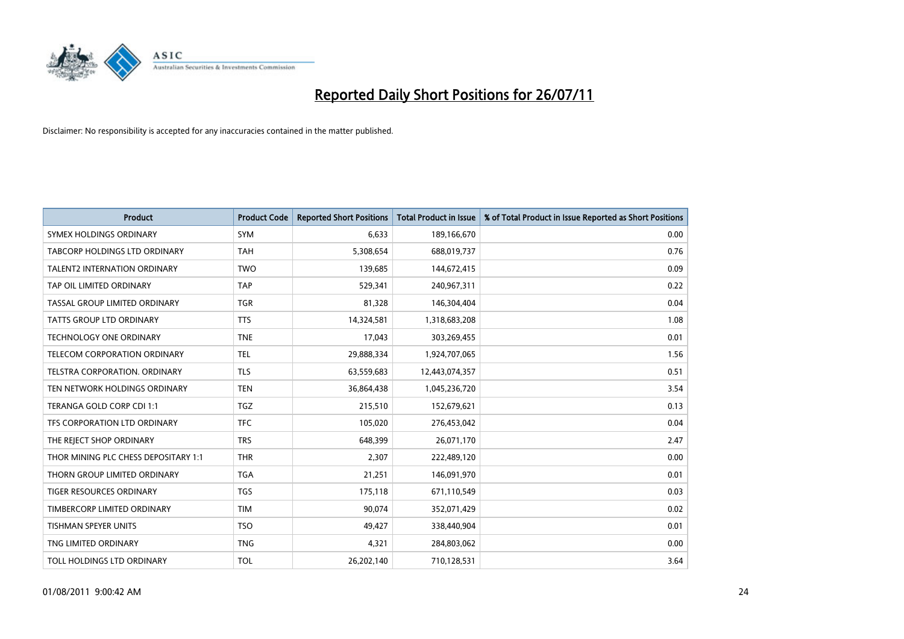# Reported Daily Short Positions for 26/07/11

Disclaimer: No responsibility is accepted for any inaccuracies contained in the matter published.

| Product | Product Code | Reported Short Positions | Total Product in Issue | % of Total Product in Issue Reported as Short Positions |
|---|---|---|---|---|
| SYMEX HOLDINGS ORDINARY | SYM | 6,633 | 189,166,670 | 0.00 |
| TABCORP HOLDINGS LTD ORDINARY | TAH | 5,308,654 | 688,019,737 | 0.76 |
| TALENT2 INTERNATION ORDINARY | TWO | 139,685 | 144,672,415 | 0.09 |
| TAP OIL LIMITED ORDINARY | TAP | 529,341 | 240,967,311 | 0.22 |
| TASSAL GROUP LIMITED ORDINARY | TGR | 81,328 | 146,304,404 | 0.04 |
| TATTS GROUP LTD ORDINARY | TTS | 14,324,581 | 1,318,683,208 | 1.08 |
| TECHNOLOGY ONE ORDINARY | TNE | 17,043 | 303,269,455 | 0.01 |
| TELECOM CORPORATION ORDINARY | TEL | 29,888,334 | 1,924,707,065 | 1.56 |
| TELSTRA CORPORATION. ORDINARY | TLS | 63,559,683 | 12,443,074,357 | 0.51 |
| TEN NETWORK HOLDINGS ORDINARY | TEN | 36,864,438 | 1,045,236,720 | 3.54 |
| TERANGA GOLD CORP CDI 1:1 | TGZ | 215,510 | 152,679,621 | 0.13 |
| TFS CORPORATION LTD ORDINARY | TFC | 105,020 | 276,453,042 | 0.04 |
| THE REJECT SHOP ORDINARY | TRS | 648,399 | 26,071,170 | 2.47 |
| THOR MINING PLC CHESS DEPOSITARY 1:1 | THR | 2,307 | 222,489,120 | 0.00 |
| THORN GROUP LIMITED ORDINARY | TGA | 21,251 | 146,091,970 | 0.01 |
| TIGER RESOURCES ORDINARY | TGS | 175,118 | 671,110,549 | 0.03 |
| TIMBERCORP LIMITED ORDINARY | TIM | 90,074 | 352,071,429 | 0.02 |
| TISHMAN SPEYER UNITS | TSO | 49,427 | 338,440,904 | 0.01 |
| TNG LIMITED ORDINARY | TNG | 4,321 | 284,803,062 | 0.00 |
| TOLL HOLDINGS LTD ORDINARY | TOL | 26,202,140 | 710,128,531 | 3.64 |

01/08/2011 9:00:42 AM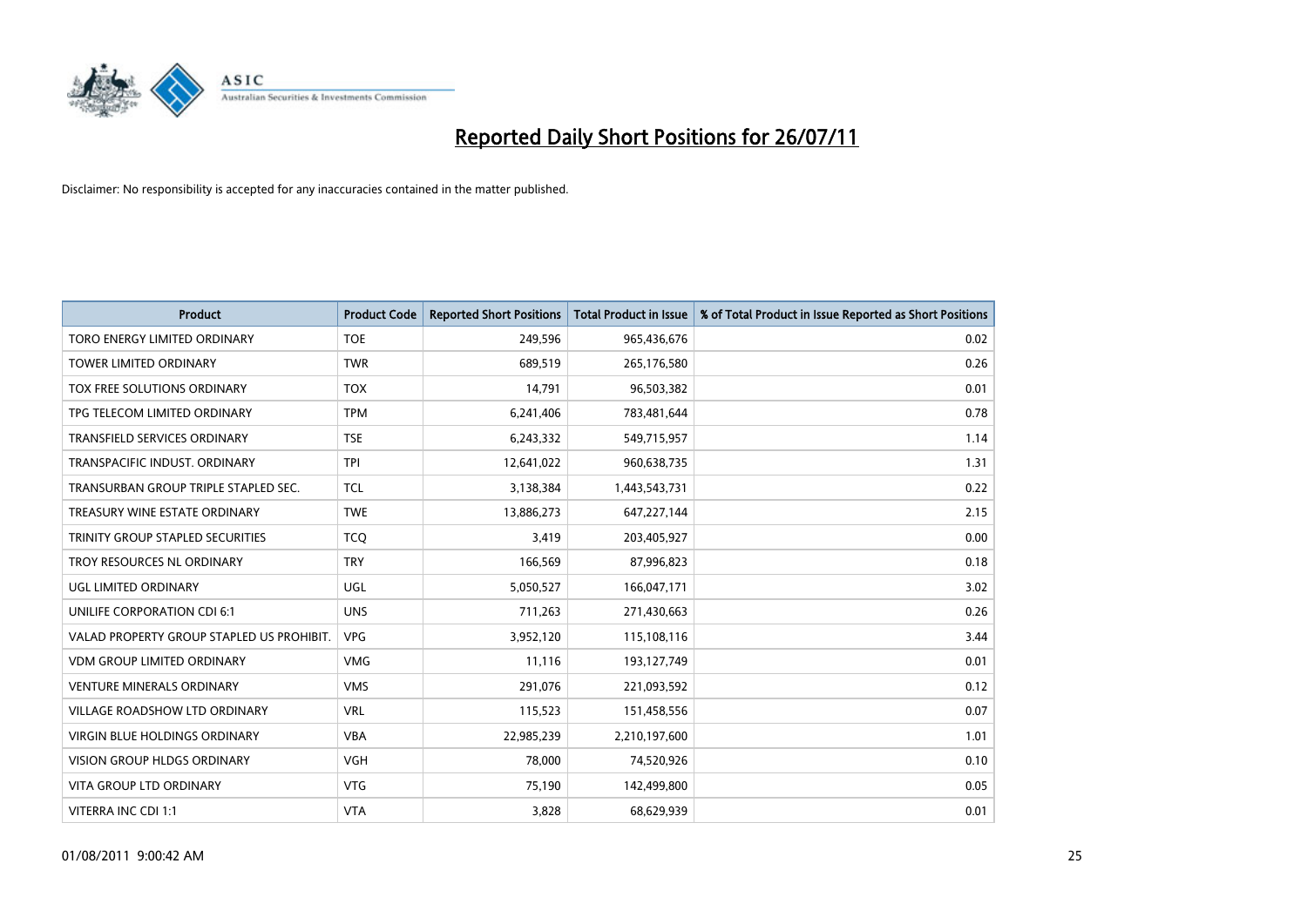# Reported Daily Short Positions for 26/07/11

Disclaimer: No responsibility is accepted for any inaccuracies contained in the matter published.

| Product | Product Code | Reported Short Positions | Total Product in Issue | % of Total Product in Issue Reported as Short Positions |
|---|---|---|---|---|
| TORO ENERGY LIMITED ORDINARY | TOE | 249,596 | 965,436,676 | 0.02 |
| TOWER LIMITED ORDINARY | TWR | 689,519 | 265,176,580 | 0.26 |
| TOX FREE SOLUTIONS ORDINARY | TOX | 14,791 | 96,503,382 | 0.01 |
| TPG TELECOM LIMITED ORDINARY | TPM | 6,241,406 | 783,481,644 | 0.78 |
| TRANSFIELD SERVICES ORDINARY | TSE | 6,243,332 | 549,715,957 | 1.14 |
| TRANSPACIFIC INDUST. ORDINARY | TPI | 12,641,022 | 960,638,735 | 1.31 |
| TRANSURBAN GROUP TRIPLE STAPLED SEC. | TCL | 3,138,384 | 1,443,543,731 | 0.22 |
| TREASURY WINE ESTATE ORDINARY | TWE | 13,886,273 | 647,227,144 | 2.15 |
| TRINITY GROUP STAPLED SECURITIES | TCQ | 3,419 | 203,405,927 | 0.00 |
| TROY RESOURCES NL ORDINARY | TRY | 166,569 | 87,996,823 | 0.18 |
| UGL LIMITED ORDINARY | UGL | 5,050,527 | 166,047,171 | 3.02 |
| UNILIFE CORPORATION CDI 6:1 | UNS | 711,263 | 271,430,663 | 0.26 |
| VALAD PROPERTY GROUP STAPLED US PROHIBIT. | VPG | 3,952,120 | 115,108,116 | 3.44 |
| VDM GROUP LIMITED ORDINARY | VMG | 11,116 | 193,127,749 | 0.01 |
| VENTURE MINERALS ORDINARY | VMS | 291,076 | 221,093,592 | 0.12 |
| VILLAGE ROADSHOW LTD ORDINARY | VRL | 115,523 | 151,458,556 | 0.07 |
| VIRGIN BLUE HOLDINGS ORDINARY | VBA | 22,985,239 | 2,210,197,600 | 1.01 |
| VISION GROUP HLDGS ORDINARY | VGH | 78,000 | 74,520,926 | 0.10 |
| VITA GROUP LTD ORDINARY | VTG | 75,190 | 142,499,800 | 0.05 |
| VITERRA INC CDI 1:1 | VTA | 3,828 | 68,629,939 | 0.01 |

01/08/2011 9:00:42 AM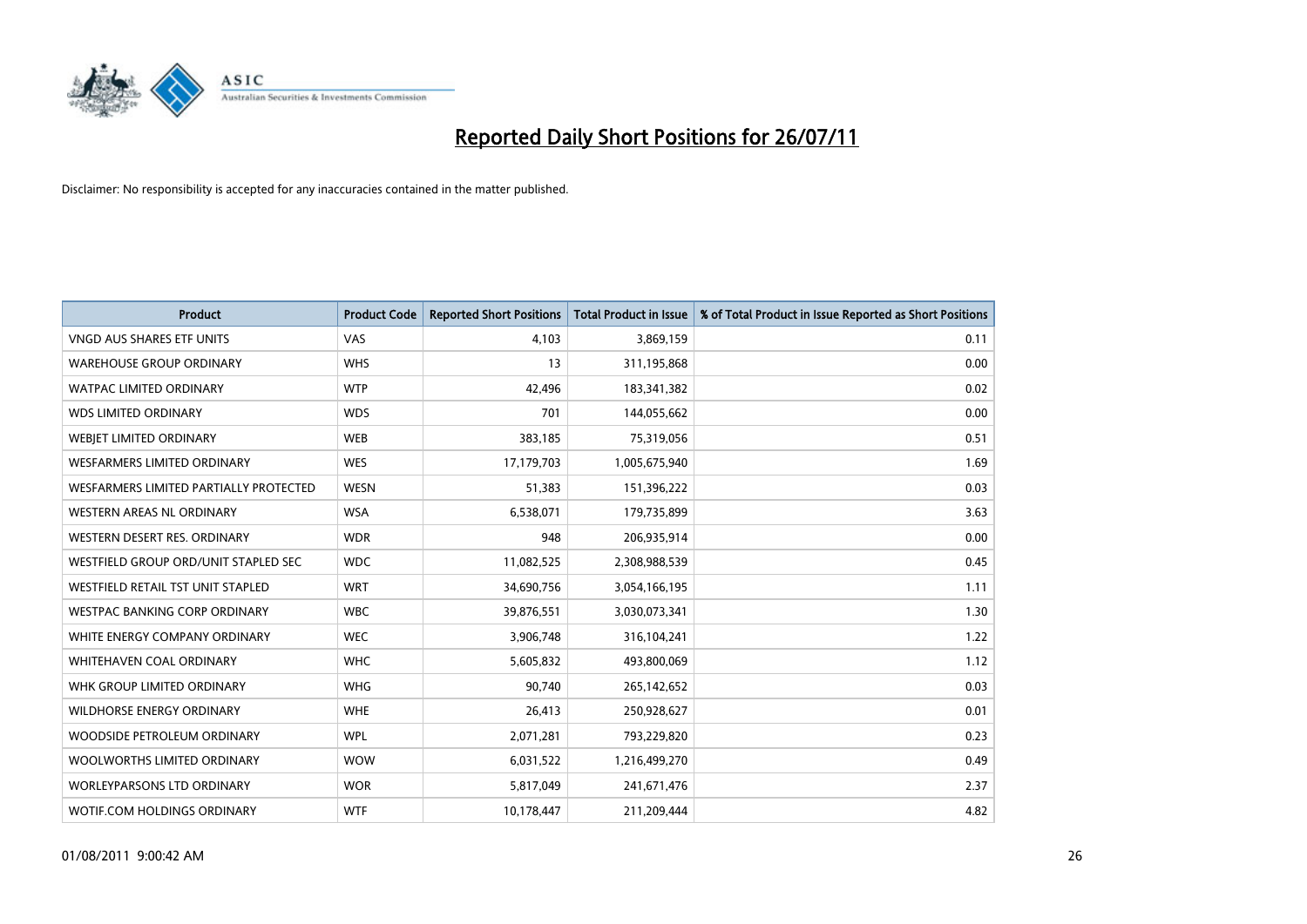# Reported Daily Short Positions for 26/07/11

Disclaimer: No responsibility is accepted for any inaccuracies contained in the matter published.

| Product | Product Code | Reported Short Positions | Total Product in Issue | % of Total Product in Issue Reported as Short Positions |
|---|---|---|---|---|
| VNGD AUS SHARES ETF UNITS | VAS | 4,103 | 3,869,159 | 0.11 |
| WAREHOUSE GROUP ORDINARY | WHS | 13 | 311,195,868 | 0.00 |
| WATPAC LIMITED ORDINARY | WTP | 42,496 | 183,341,382 | 0.02 |
| WDS LIMITED ORDINARY | WDS | 701 | 144,055,662 | 0.00 |
| WEBJET LIMITED ORDINARY | WEB | 383,185 | 75,319,056 | 0.51 |
| WESFARMERS LIMITED ORDINARY | WES | 17,179,703 | 1,005,675,940 | 1.69 |
| WESFARMERS LIMITED PARTIALLY PROTECTED | WESN | 51,383 | 151,396,222 | 0.03 |
| WESTERN AREAS NL ORDINARY | WSA | 6,538,071 | 179,735,899 | 3.63 |
| WESTERN DESERT RES. ORDINARY | WDR | 948 | 206,935,914 | 0.00 |
| WESTFIELD GROUP ORD/UNIT STAPLED SEC | WDC | 11,082,525 | 2,308,988,539 | 0.45 |
| WESTFIELD RETAIL TST UNIT STAPLED | WRT | 34,690,756 | 3,054,166,195 | 1.11 |
| WESTPAC BANKING CORP ORDINARY | WBC | 39,876,551 | 3,030,073,341 | 1.30 |
| WHITE ENERGY COMPANY ORDINARY | WEC | 3,906,748 | 316,104,241 | 1.22 |
| WHITEHAVEN COAL ORDINARY | WHC | 5,605,832 | 493,800,069 | 1.12 |
| WHK GROUP LIMITED ORDINARY | WHG | 90,740 | 265,142,652 | 0.03 |
| WILDHORSE ENERGY ORDINARY | WHE | 26,413 | 250,928,627 | 0.01 |
| WOODSIDE PETROLEUM ORDINARY | WPL | 2,071,281 | 793,229,820 | 0.23 |
| WOOLWORTHS LIMITED ORDINARY | WOW | 6,031,522 | 1,216,499,270 | 0.49 |
| WORLEYPARSONS LTD ORDINARY | WOR | 5,817,049 | 241,671,476 | 2.37 |
| WOTIF.COM HOLDINGS ORDINARY | WTF | 10,178,447 | 211,209,444 | 4.82 |

01/08/2011 9:00:42 AM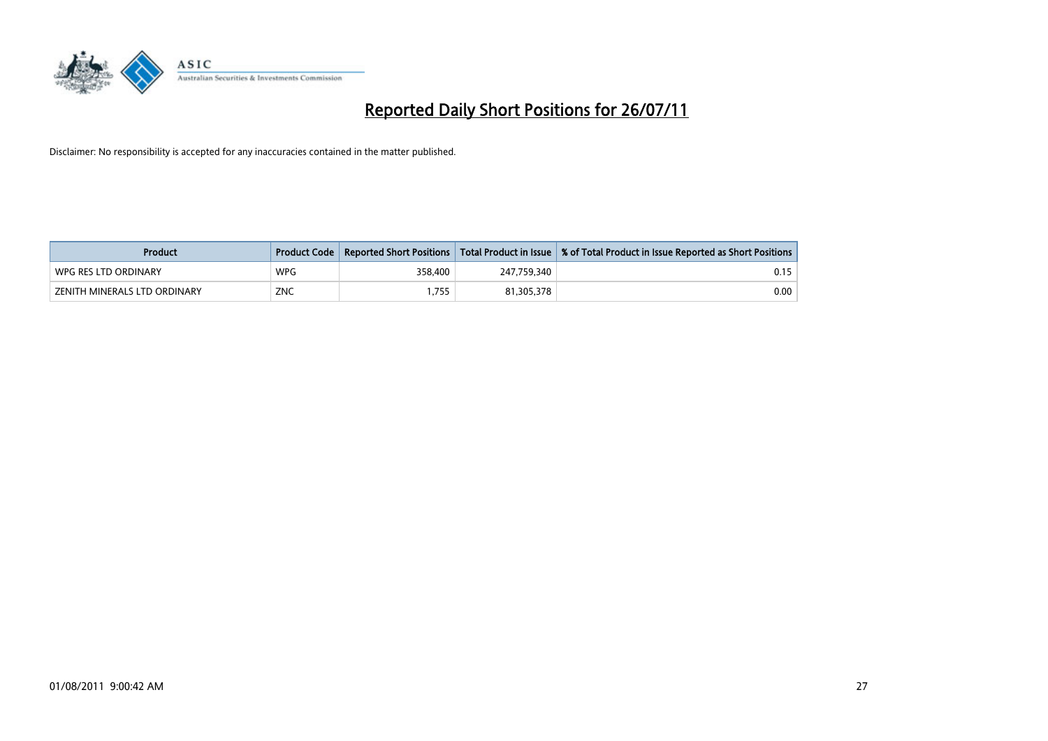# Reported Daily Short Positions for 26/07/11

Disclaimer: No responsibility is accepted for any inaccuracies contained in the matter published.

| Product | Product Code | Reported Short Positions | Total Product in Issue | % of Total Product in Issue Reported as Short Positions |
|---|---|---|---|---|
| WPG RES LTD ORDINARY | WPG | 358,400 | 247,759,340 | 0.15 |
| ZENITH MINERALS LTD ORDINARY | ZNC | 1,755 | 81,305,378 | 0.00 |

01/08/2011 9:00:42 AM